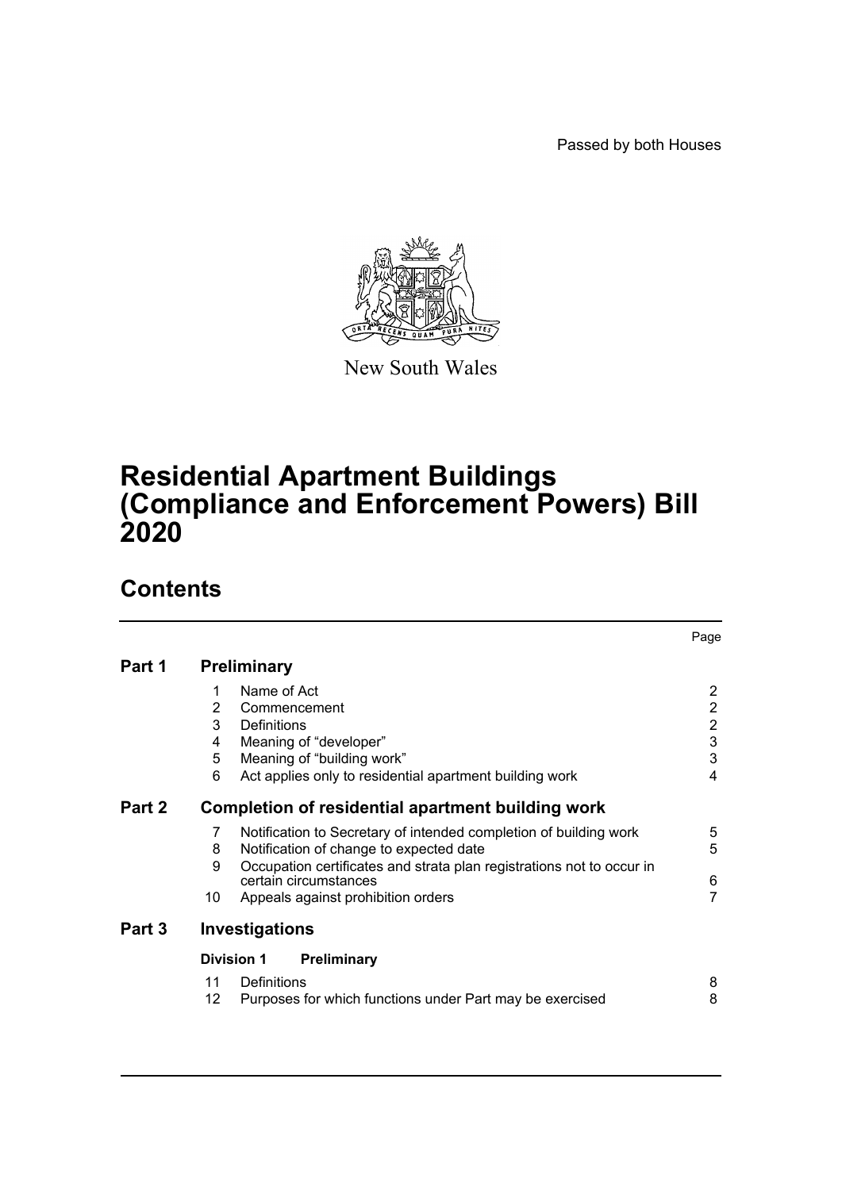Passed by both Houses

New South Wales

# Residential Apartment Buildings (Compliance and Enforcement Powers) Bill 2020

## Contents

| | | | Page |
|---|---|---|---|
| **Part 1** | **Preliminary** | | |
| | 1 | Name of Act | 2 |
| | 2 | Commencement | 2 |
| | 3 | Definitions | 2 |
| | 4 | Meaning of "developer" | 3 |
| | 5 | Meaning of "building work" | 3 |
| | 6 | Act applies only to residential apartment building work | 4 |
| **Part 2** | **Completion of residential apartment building work** | | |
| | 7 | Notification to Secretary of intended completion of building work | 5 |
| | 8 | Notification of change to expected date | 5 |
| | 9 | Occupation certificates and strata plan registrations not to occur in certain circumstances | 6 |
| | 10 | Appeals against prohibition orders | 7 |
| **Part 3** | **Investigations** | | |
| | **Division 1** | **Preliminary** | |
| | 11 | Definitions | 8 |
| | 12 | Purposes for which functions under Part may be exercised | 8 |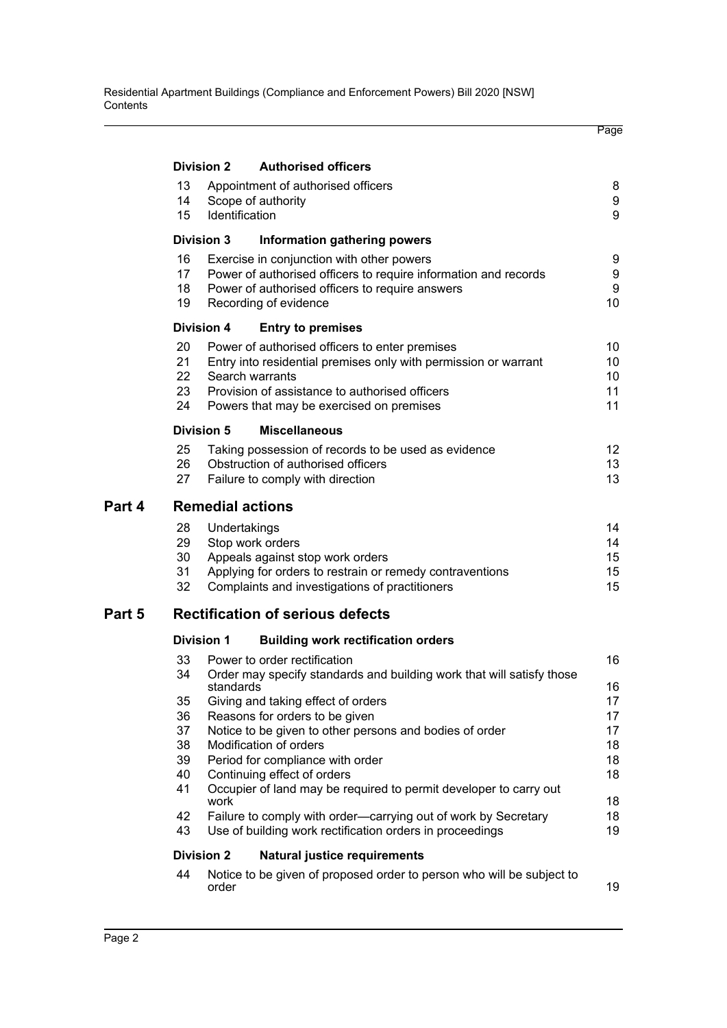| | | | Page |
|---|---|---|---|
| | **Division 2** | **Authorised officers** | |
| | 13 | Appointment of authorised officers | 8 |
| | 14 | Scope of authority | 9 |
| | 15 | Identification | 9 |
| | **Division 3** | **Information gathering powers** | |
| | 16 | Exercise in conjunction with other powers | 9 |
| | 17 | Power of authorised officers to require information and records | 9 |
| | 18 | Power of authorised officers to require answers | 9 |
| | 19 | Recording of evidence | 10 |
| | **Division 4** | **Entry to premises** | |
| | 20 | Power of authorised officers to enter premises | 10 |
| | 21 | Entry into residential premises only with permission or warrant | 10 |
| | 22 | Search warrants | 10 |
| | 23 | Provision of assistance to authorised officers | 11 |
| | 24 | Powers that may be exercised on premises | 11 |
| | **Division 5** | **Miscellaneous** | |
| | 25 | Taking possession of records to be used as evidence | 12 |
| | 26 | Obstruction of authorised officers | 13 |
| | 27 | Failure to comply with direction | 13 |
| **Part 4** | **Remedial actions** | | |
| | 28 | Undertakings | 14 |
| | 29 | Stop work orders | 14 |
| | 30 | Appeals against stop work orders | 15 |
| | 31 | Applying for orders to restrain or remedy contraventions | 15 |
| | 32 | Complaints and investigations of practitioners | 15 |
| **Part 5** | **Rectification of serious defects** | | |
| | **Division 1** | **Building work rectification orders** | |
| | 33 | Power to order rectification | 16 |
| | 34 | Order may specify standards and building work that will satisfy those standards | 16 |
| | 35 | Giving and taking effect of orders | 17 |
| | 36 | Reasons for orders to be given | 17 |
| | 37 | Notice to be given to other persons and bodies of order | 17 |
| | 38 | Modification of orders | 18 |
| | 39 | Period for compliance with order | 18 |
| | 40 | Continuing effect of orders | 18 |
| | 41 | Occupier of land may be required to permit developer to carry out work | 18 |
| | 42 | Failure to comply with order—carrying out of work by Secretary | 18 |
| | 43 | Use of building work rectification orders in proceedings | 19 |
| | **Division 2** | **Natural justice requirements** | |
| | 44 | Notice to be given of proposed order to person who will be subject to order | 19 |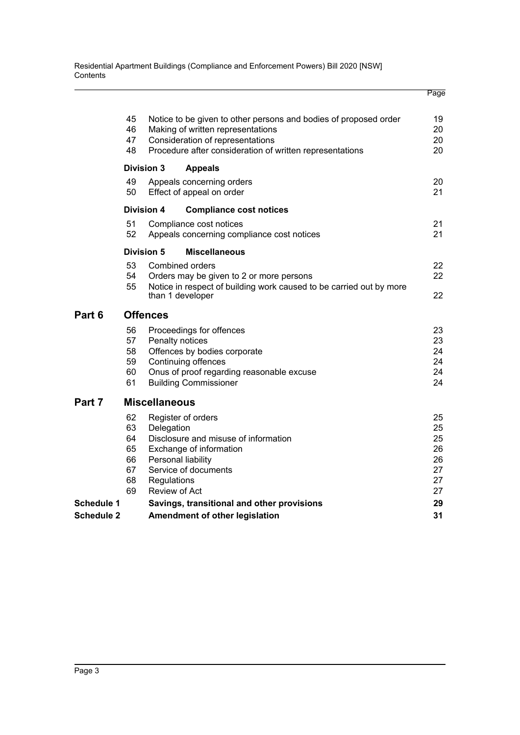| | | | Page |
|---|---|---|---|
| | 45 | Notice to be given to other persons and bodies of proposed order | 19 |
| | 46 | Making of written representations | 20 |
| | 47 | Consideration of representations | 20 |
| | 48 | Procedure after consideration of written representations | 20 |
| | **Division 3** | **Appeals** | |
| | 49 | Appeals concerning orders | 20 |
| | 50 | Effect of appeal on order | 21 |
| | **Division 4** | **Compliance cost notices** | |
| | 51 | Compliance cost notices | 21 |
| | 52 | Appeals concerning compliance cost notices | 21 |
| | **Division 5** | **Miscellaneous** | |
| | 53 | Combined orders | 22 |
| | 54 | Orders may be given to 2 or more persons | 22 |
| | 55 | Notice in respect of building work caused to be carried out by more than 1 developer | 22 |
| **Part 6** | | **Offences** | |
| | 56 | Proceedings for offences | 23 |
| | 57 | Penalty notices | 23 |
| | 58 | Offences by bodies corporate | 24 |
| | 59 | Continuing offences | 24 |
| | 60 | Onus of proof regarding reasonable excuse | 24 |
| | 61 | Building Commissioner | 24 |
| **Part 7** | | **Miscellaneous** | |
| | 62 | Register of orders | 25 |
| | 63 | Delegation | 25 |
| | 64 | Disclosure and misuse of information | 25 |
| | 65 | Exchange of information | 26 |
| | 66 | Personal liability | 26 |
| | 67 | Service of documents | 27 |
| | 68 | Regulations | 27 |
| | 69 | Review of Act | 27 |
| **Schedule 1** | | **Savings, transitional and other provisions** | **29** |
| **Schedule 2** | | **Amendment of other legislation** | **31** |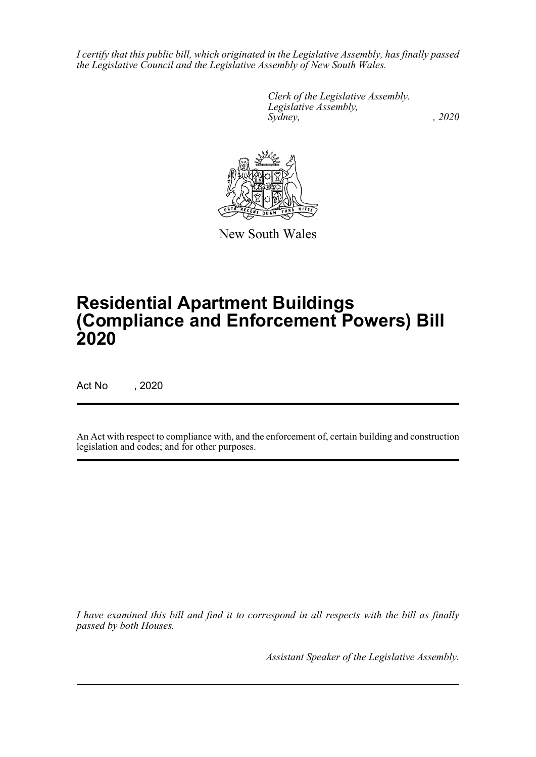*I certify that this public bill, which originated in the Legislative Assembly, has finally passed the Legislative Council and the Legislative Assembly of New South Wales.*

*Clerk of the Legislative Assembly.*
*Legislative Assembly,*
*Sydney, , 2020*

New South Wales

# Residential Apartment Buildings (Compliance and Enforcement Powers) Bill 2020

Act No , 2020

An Act with respect to compliance with, and the enforcement of, certain building and construction legislation and codes; and for other purposes.

*I have examined this bill and find it to correspond in all respects with the bill as finally passed by both Houses.*

*Assistant Speaker of the Legislative Assembly.*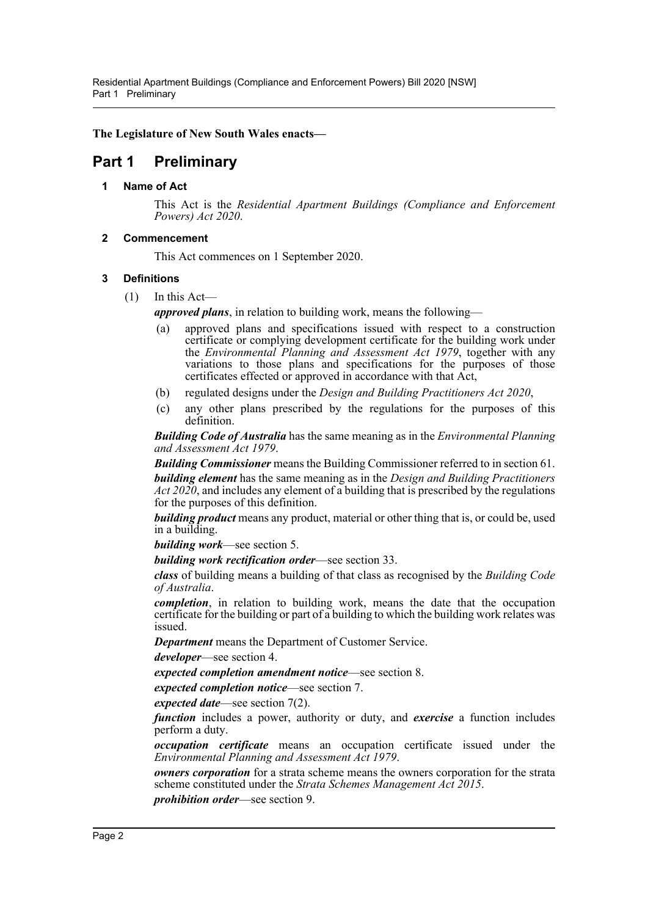**The Legislature of New South Wales enacts—**

# Part 1 Preliminary

### 1 Name of Act

This Act is the *Residential Apartment Buildings (Compliance and Enforcement Powers) Act 2020*.

### 2 Commencement

This Act commences on 1 September 2020.

### 3 Definitions

(1) In this Act—

***approved plans***, in relation to building work, means the following—

- (a) approved plans and specifications issued with respect to a construction certificate or complying development certificate for the building work under the *Environmental Planning and Assessment Act 1979*, together with any variations to those plans and specifications for the purposes of those certificates effected or approved in accordance with that Act,
- (b) regulated designs under the *Design and Building Practitioners Act 2020*,
- (c) any other plans prescribed by the regulations for the purposes of this definition.

***Building Code of Australia*** has the same meaning as in the *Environmental Planning and Assessment Act 1979*.

***Building Commissioner*** means the Building Commissioner referred to in section 61.

***building element*** has the same meaning as in the *Design and Building Practitioners Act 2020*, and includes any element of a building that is prescribed by the regulations for the purposes of this definition.

***building product*** means any product, material or other thing that is, or could be, used in a building.

***building work***—see section 5.

***building work rectification order***—see section 33.

***class*** of building means a building of that class as recognised by the *Building Code of Australia*.

***completion***, in relation to building work, means the date that the occupation certificate for the building or part of a building to which the building work relates was issued.

***Department*** means the Department of Customer Service.

***developer***—see section 4.

***expected completion amendment notice***—see section 8.

***expected completion notice***—see section 7.

***expected date***—see section 7(2).

***function*** includes a power, authority or duty, and ***exercise*** a function includes perform a duty.

***occupation certificate*** means an occupation certificate issued under the *Environmental Planning and Assessment Act 1979*.

***owners corporation*** for a strata scheme means the owners corporation for the strata scheme constituted under the *Strata Schemes Management Act 2015*.

***prohibition order***—see section 9.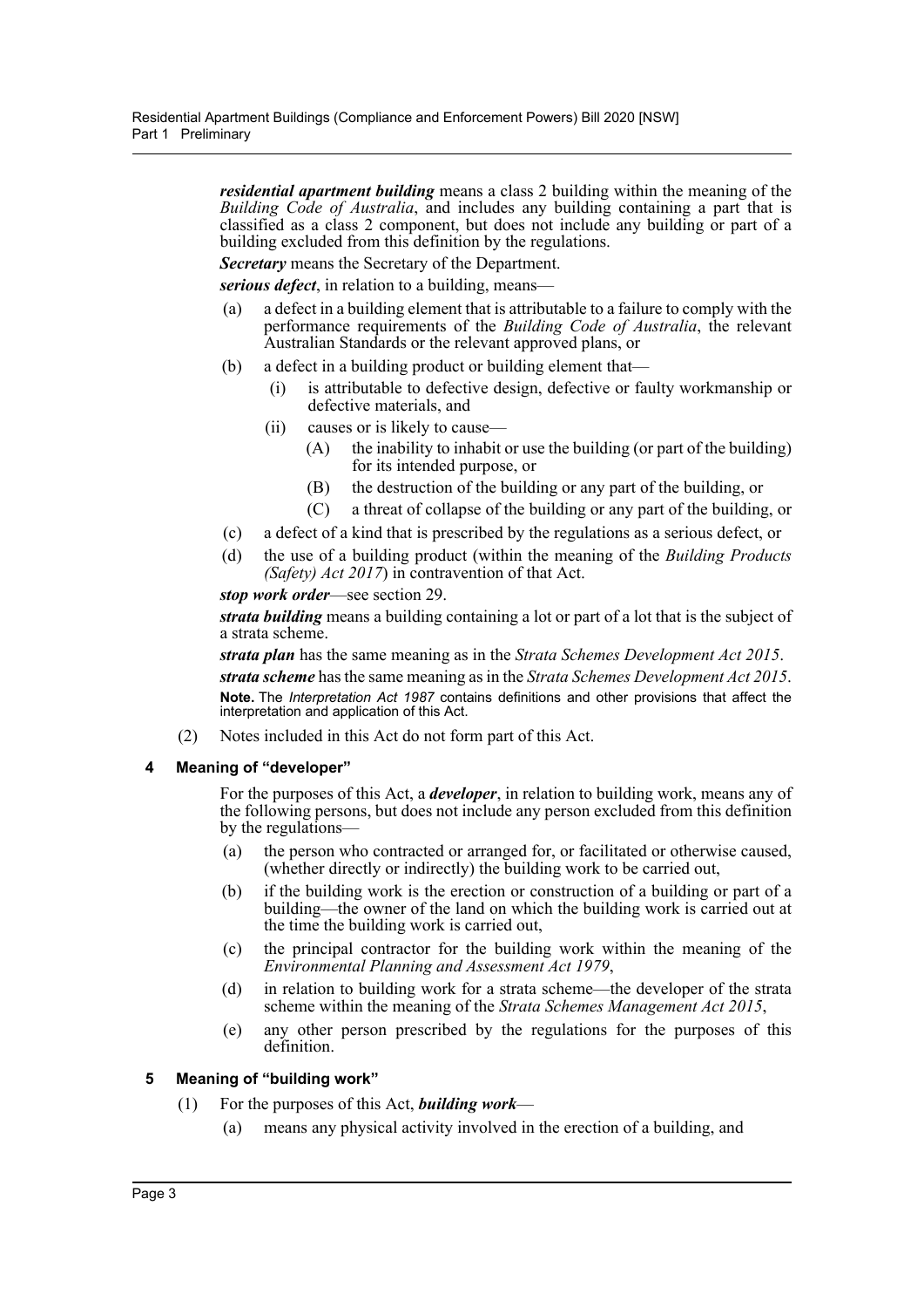***residential apartment building*** means a class 2 building within the meaning of the *Building Code of Australia*, and includes any building containing a part that is classified as a class 2 component, but does not include any building or part of a building excluded from this definition by the regulations.

***Secretary*** means the Secretary of the Department.

***serious defect***, in relation to a building, means—

- (a) a defect in a building element that is attributable to a failure to comply with the performance requirements of the *Building Code of Australia*, the relevant Australian Standards or the relevant approved plans, or
- (b) a defect in a building product or building element that—
  - (i) is attributable to defective design, defective or faulty workmanship or defective materials, and
  - (ii) causes or is likely to cause—
    - (A) the inability to inhabit or use the building (or part of the building) for its intended purpose, or
    - (B) the destruction of the building or any part of the building, or
    - (C) a threat of collapse of the building or any part of the building, or
- (c) a defect of a kind that is prescribed by the regulations as a serious defect, or
- (d) the use of a building product (within the meaning of the *Building Products (Safety) Act 2017*) in contravention of that Act.

***stop work order***—see section 29.

***strata building*** means a building containing a lot or part of a lot that is the subject of a strata scheme.

***strata plan*** has the same meaning as in the *Strata Schemes Development Act 2015*.

***strata scheme*** has the same meaning as in the *Strata Schemes Development Act 2015*.

**Note.** The *Interpretation Act 1987* contains definitions and other provisions that affect the interpretation and application of this Act.

(2) Notes included in this Act do not form part of this Act.

## 4 Meaning of "developer"

For the purposes of this Act, a ***developer***, in relation to building work, means any of the following persons, but does not include any person excluded from this definition by the regulations—

- (a) the person who contracted or arranged for, or facilitated or otherwise caused, (whether directly or indirectly) the building work to be carried out,
- (b) if the building work is the erection or construction of a building or part of a building—the owner of the land on which the building work is carried out at the time the building work is carried out,
- (c) the principal contractor for the building work within the meaning of the *Environmental Planning and Assessment Act 1979*,
- (d) in relation to building work for a strata scheme—the developer of the strata scheme within the meaning of the *Strata Schemes Management Act 2015*,
- (e) any other person prescribed by the regulations for the purposes of this definition.

## 5 Meaning of "building work"

(1) For the purposes of this Act, ***building work***—

- (a) means any physical activity involved in the erection of a building, and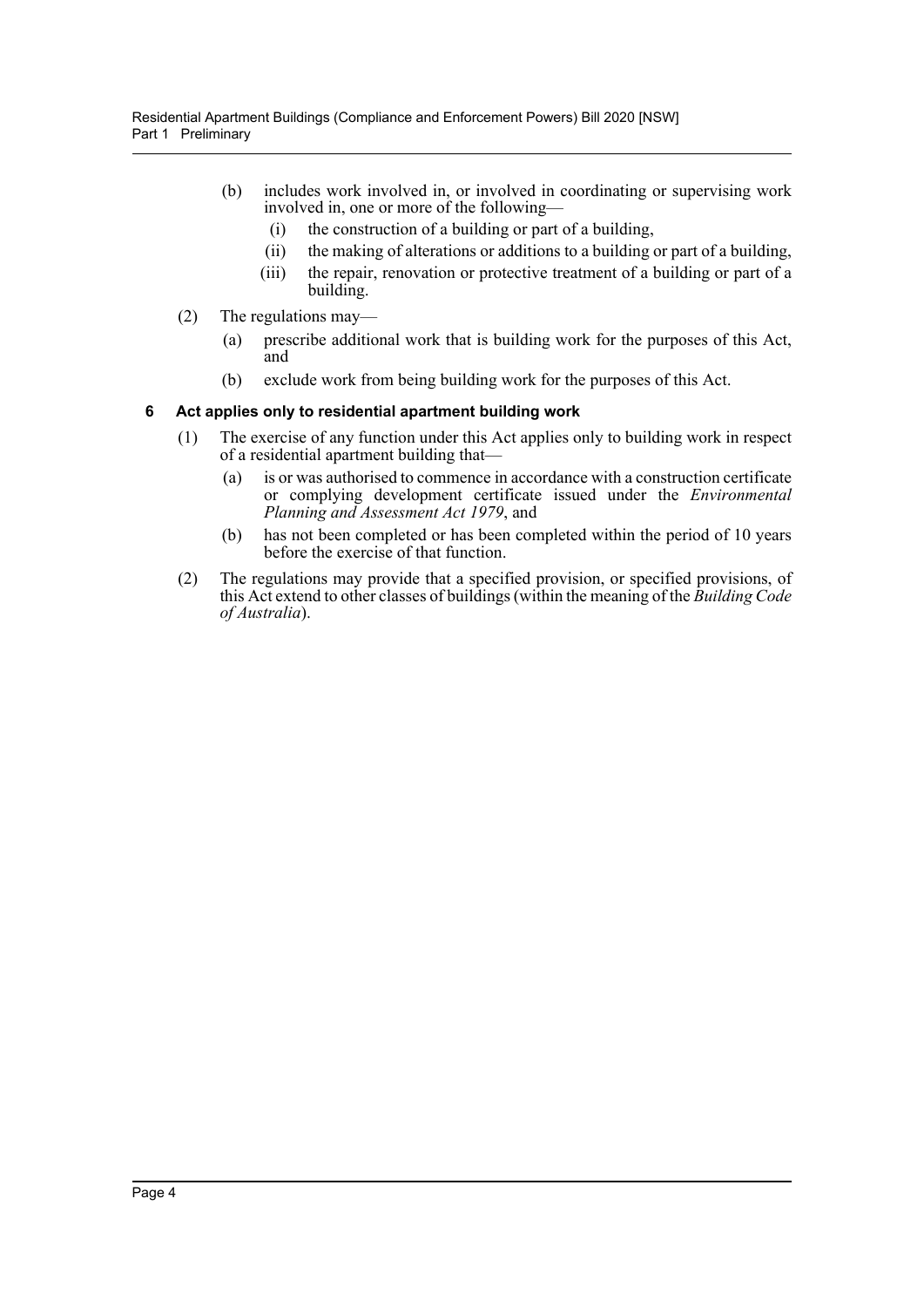(b) includes work involved in, or involved in coordinating or supervising work involved in, one or more of the following—

(i) the construction of a building or part of a building,

(ii) the making of alterations or additions to a building or part of a building,

(iii) the repair, renovation or protective treatment of a building or part of a building.

(2) The regulations may—

(a) prescribe additional work that is building work for the purposes of this Act, and

(b) exclude work from being building work for the purposes of this Act.

### 6 Act applies only to residential apartment building work

(1) The exercise of any function under this Act applies only to building work in respect of a residential apartment building that—

(a) is or was authorised to commence in accordance with a construction certificate or complying development certificate issued under the *Environmental Planning and Assessment Act 1979*, and

(b) has not been completed or has been completed within the period of 10 years before the exercise of that function.

(2) The regulations may provide that a specified provision, or specified provisions, of this Act extend to other classes of buildings (within the meaning of the *Building Code of Australia*).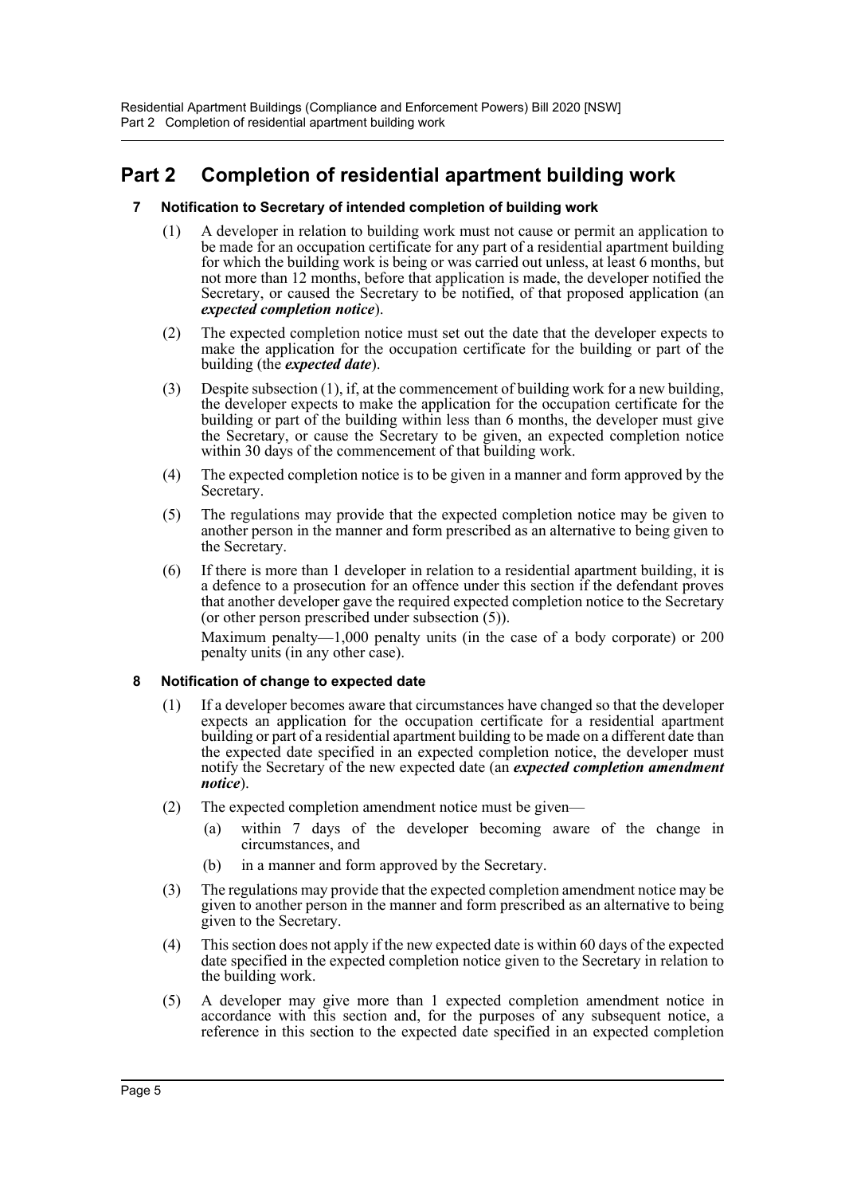# Part 2 Completion of residential apartment building work

### 7 Notification to Secretary of intended completion of building work

(1) A developer in relation to building work must not cause or permit an application to be made for an occupation certificate for any part of a residential apartment building for which the building work is being or was carried out unless, at least 6 months, but not more than 12 months, before that application is made, the developer notified the Secretary, or caused the Secretary to be notified, of that proposed application (an ***expected completion notice***).

(2) The expected completion notice must set out the date that the developer expects to make the application for the occupation certificate for the building or part of the building (the ***expected date***).

(3) Despite subsection (1), if, at the commencement of building work for a new building, the developer expects to make the application for the occupation certificate for the building or part of the building within less than 6 months, the developer must give the Secretary, or cause the Secretary to be given, an expected completion notice within 30 days of the commencement of that building work.

(4) The expected completion notice is to be given in a manner and form approved by the Secretary.

(5) The regulations may provide that the expected completion notice may be given to another person in the manner and form prescribed as an alternative to being given to the Secretary.

(6) If there is more than 1 developer in relation to a residential apartment building, it is a defence to a prosecution for an offence under this section if the defendant proves that another developer gave the required expected completion notice to the Secretary (or other person prescribed under subsection (5)).

Maximum penalty—1,000 penalty units (in the case of a body corporate) or 200 penalty units (in any other case).

### 8 Notification of change to expected date

(1) If a developer becomes aware that circumstances have changed so that the developer expects an application for the occupation certificate for a residential apartment building or part of a residential apartment building to be made on a different date than the expected date specified in an expected completion notice, the developer must notify the Secretary of the new expected date (an ***expected completion amendment notice***).

(2) The expected completion amendment notice must be given—

(a) within 7 days of the developer becoming aware of the change in circumstances, and

(b) in a manner and form approved by the Secretary.

(3) The regulations may provide that the expected completion amendment notice may be given to another person in the manner and form prescribed as an alternative to being given to the Secretary.

(4) This section does not apply if the new expected date is within 60 days of the expected date specified in the expected completion notice given to the Secretary in relation to the building work.

(5) A developer may give more than 1 expected completion amendment notice in accordance with this section and, for the purposes of any subsequent notice, a reference in this section to the expected date specified in an expected completion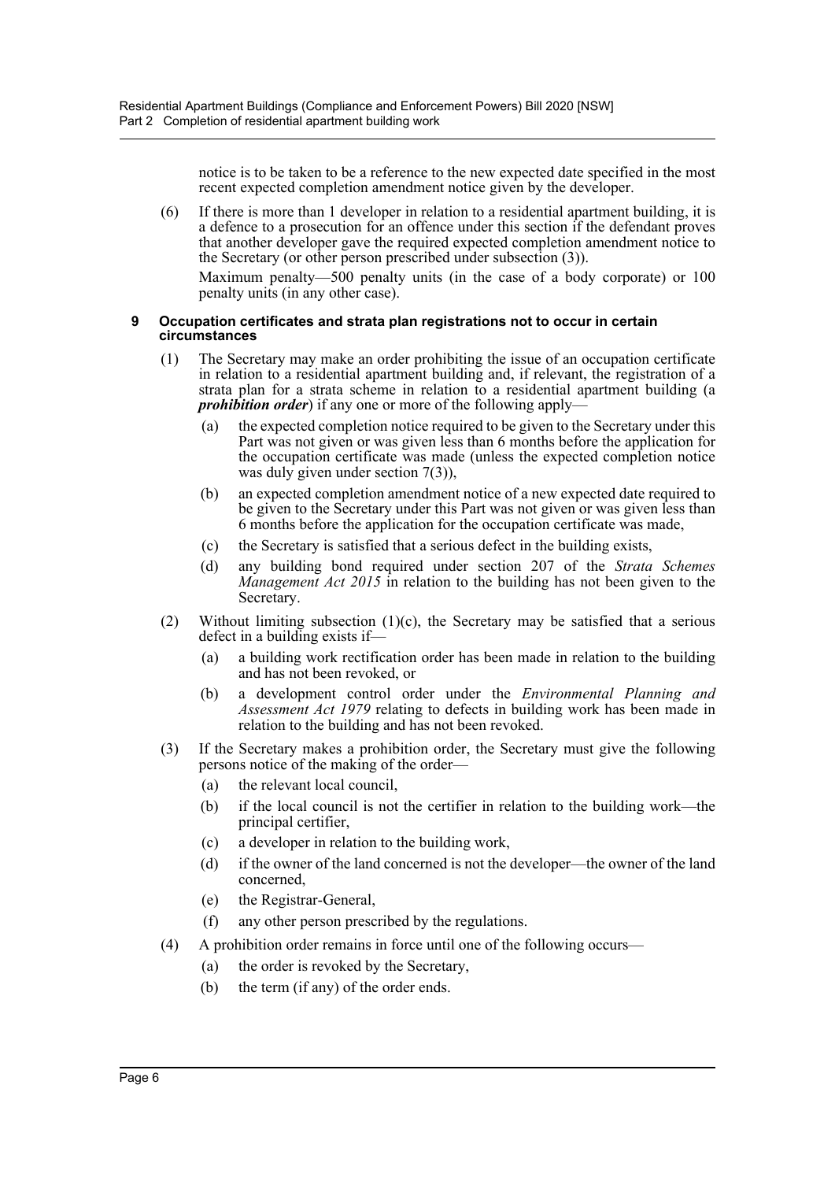notice is to be taken to be a reference to the new expected date specified in the most recent expected completion amendment notice given by the developer.

(6) If there is more than 1 developer in relation to a residential apartment building, it is a defence to a prosecution for an offence under this section if the defendant proves that another developer gave the required expected completion amendment notice to the Secretary (or other person prescribed under subsection (3)).

Maximum penalty—500 penalty units (in the case of a body corporate) or 100 penalty units (in any other case).

### 9 Occupation certificates and strata plan registrations not to occur in certain circumstances

(1) The Secretary may make an order prohibiting the issue of an occupation certificate in relation to a residential apartment building and, if relevant, the registration of a strata plan for a strata scheme in relation to a residential apartment building (a ***prohibition order***) if any one or more of the following apply—

- (a) the expected completion notice required to be given to the Secretary under this Part was not given or was given less than 6 months before the application for the occupation certificate was made (unless the expected completion notice was duly given under section 7(3)),
- (b) an expected completion amendment notice of a new expected date required to be given to the Secretary under this Part was not given or was given less than 6 months before the application for the occupation certificate was made,
- (c) the Secretary is satisfied that a serious defect in the building exists,
- (d) any building bond required under section 207 of the *Strata Schemes Management Act 2015* in relation to the building has not been given to the Secretary.

(2) Without limiting subsection (1)(c), the Secretary may be satisfied that a serious defect in a building exists if—

- (a) a building work rectification order has been made in relation to the building and has not been revoked, or
- (b) a development control order under the *Environmental Planning and Assessment Act 1979* relating to defects in building work has been made in relation to the building and has not been revoked.

(3) If the Secretary makes a prohibition order, the Secretary must give the following persons notice of the making of the order—

- (a) the relevant local council,
- (b) if the local council is not the certifier in relation to the building work—the principal certifier,
- (c) a developer in relation to the building work,
- (d) if the owner of the land concerned is not the developer—the owner of the land concerned,
- (e) the Registrar-General,
- (f) any other person prescribed by the regulations.

(4) A prohibition order remains in force until one of the following occurs—

- (a) the order is revoked by the Secretary,
- (b) the term (if any) of the order ends.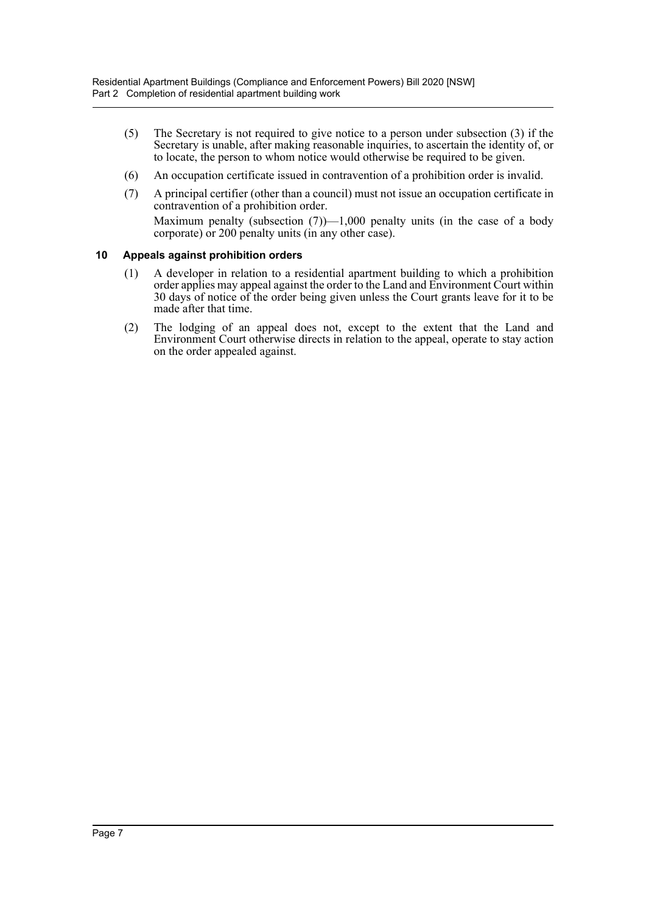(5) The Secretary is not required to give notice to a person under subsection (3) if the Secretary is unable, after making reasonable inquiries, to ascertain the identity of, or to locate, the person to whom notice would otherwise be required to be given.

(6) An occupation certificate issued in contravention of a prohibition order is invalid.

(7) A principal certifier (other than a council) must not issue an occupation certificate in contravention of a prohibition order.

Maximum penalty (subsection (7))—1,000 penalty units (in the case of a body corporate) or 200 penalty units (in any other case).

### 10 Appeals against prohibition orders

(1) A developer in relation to a residential apartment building to which a prohibition order applies may appeal against the order to the Land and Environment Court within 30 days of notice of the order being given unless the Court grants leave for it to be made after that time.

(2) The lodging of an appeal does not, except to the extent that the Land and Environment Court otherwise directs in relation to the appeal, operate to stay action on the order appealed against.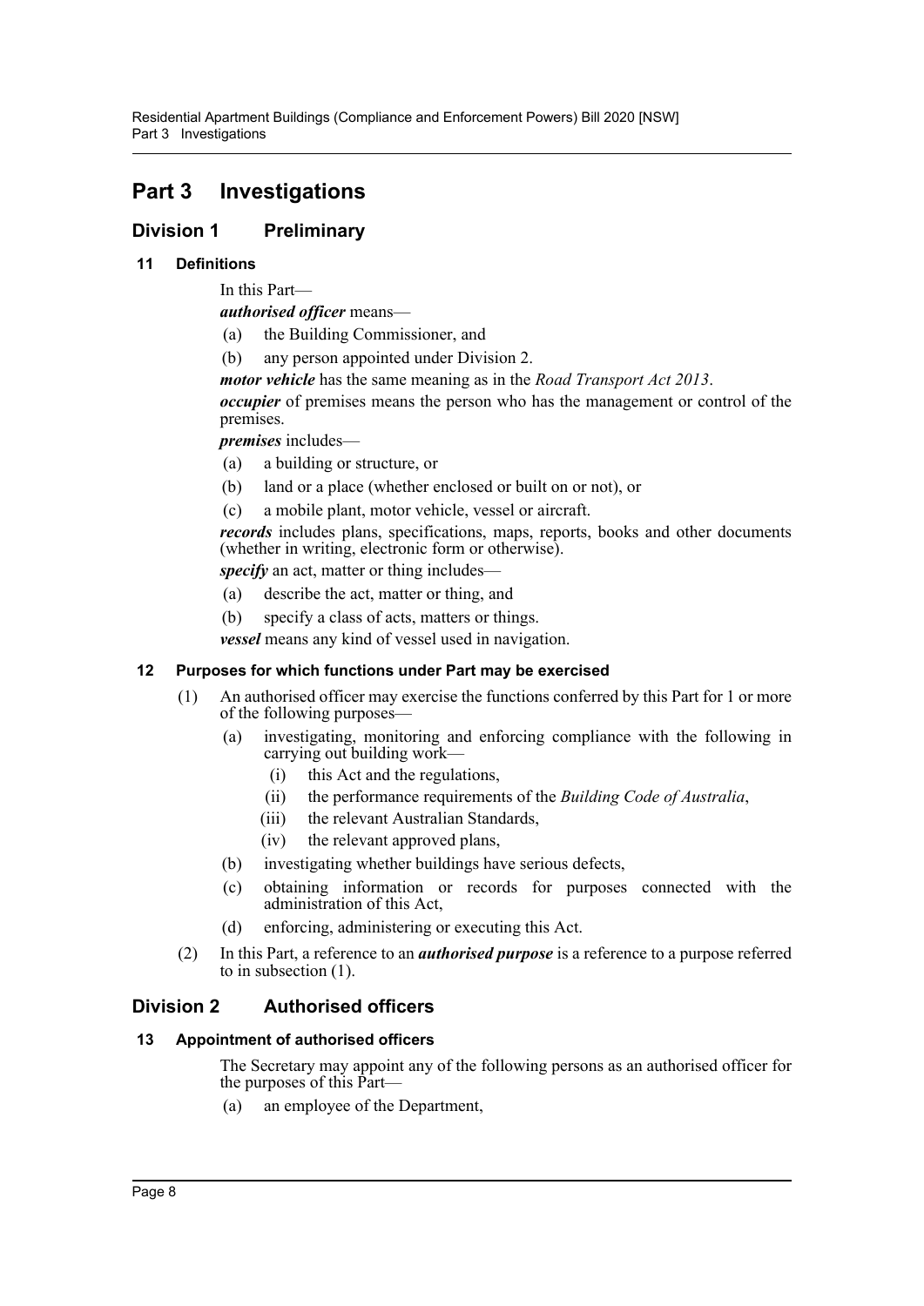# Part 3 Investigations

## Division 1 Preliminary

### 11 Definitions

In this Part—

***authorised officer*** means—

(a) the Building Commissioner, and

(b) any person appointed under Division 2.

***motor vehicle*** has the same meaning as in the *Road Transport Act 2013*.

***occupier*** of premises means the person who has the management or control of the premises.

***premises*** includes—

(a) a building or structure, or

(b) land or a place (whether enclosed or built on or not), or

(c) a mobile plant, motor vehicle, vessel or aircraft.

***records*** includes plans, specifications, maps, reports, books and other documents (whether in writing, electronic form or otherwise).

***specify*** an act, matter or thing includes—

(a) describe the act, matter or thing, and

(b) specify a class of acts, matters or things.

***vessel*** means any kind of vessel used in navigation.

### 12 Purposes for which functions under Part may be exercised

(1) An authorised officer may exercise the functions conferred by this Part for 1 or more of the following purposes—

(a) investigating, monitoring and enforcing compliance with the following in carrying out building work—

(i) this Act and the regulations,

(ii) the performance requirements of the *Building Code of Australia*,

(iii) the relevant Australian Standards,

(iv) the relevant approved plans,

(b) investigating whether buildings have serious defects,

(c) obtaining information or records for purposes connected with the administration of this Act,

(d) enforcing, administering or executing this Act.

(2) In this Part, a reference to an ***authorised purpose*** is a reference to a purpose referred to in subsection (1).

## Division 2 Authorised officers

### 13 Appointment of authorised officers

The Secretary may appoint any of the following persons as an authorised officer for the purposes of this Part—

(a) an employee of the Department,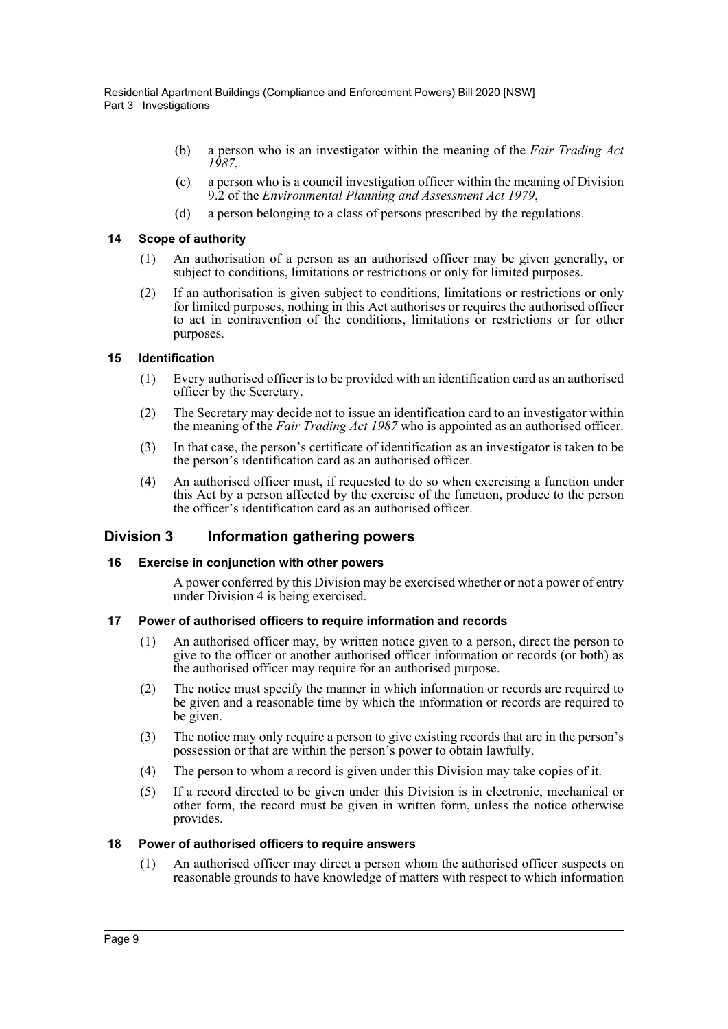(b) a person who is an investigator within the meaning of the *Fair Trading Act 1987*,

(c) a person who is a council investigation officer within the meaning of Division 9.2 of the *Environmental Planning and Assessment Act 1979*,

(d) a person belonging to a class of persons prescribed by the regulations.

### 14 Scope of authority

(1) An authorisation of a person as an authorised officer may be given generally, or subject to conditions, limitations or restrictions or only for limited purposes.

(2) If an authorisation is given subject to conditions, limitations or restrictions or only for limited purposes, nothing in this Act authorises or requires the authorised officer to act in contravention of the conditions, limitations or restrictions or for other purposes.

### 15 Identification

(1) Every authorised officer is to be provided with an identification card as an authorised officer by the Secretary.

(2) The Secretary may decide not to issue an identification card to an investigator within the meaning of the *Fair Trading Act 1987* who is appointed as an authorised officer.

(3) In that case, the person's certificate of identification as an investigator is taken to be the person's identification card as an authorised officer.

(4) An authorised officer must, if requested to do so when exercising a function under this Act by a person affected by the exercise of the function, produce to the person the officer's identification card as an authorised officer.

## Division 3 Information gathering powers

### 16 Exercise in conjunction with other powers

A power conferred by this Division may be exercised whether or not a power of entry under Division 4 is being exercised.

### 17 Power of authorised officers to require information and records

(1) An authorised officer may, by written notice given to a person, direct the person to give to the officer or another authorised officer information or records (or both) as the authorised officer may require for an authorised purpose.

(2) The notice must specify the manner in which information or records are required to be given and a reasonable time by which the information or records are required to be given.

(3) The notice may only require a person to give existing records that are in the person's possession or that are within the person's power to obtain lawfully.

(4) The person to whom a record is given under this Division may take copies of it.

(5) If a record directed to be given under this Division is in electronic, mechanical or other form, the record must be given in written form, unless the notice otherwise provides.

### 18 Power of authorised officers to require answers

(1) An authorised officer may direct a person whom the authorised officer suspects on reasonable grounds to have knowledge of matters with respect to which information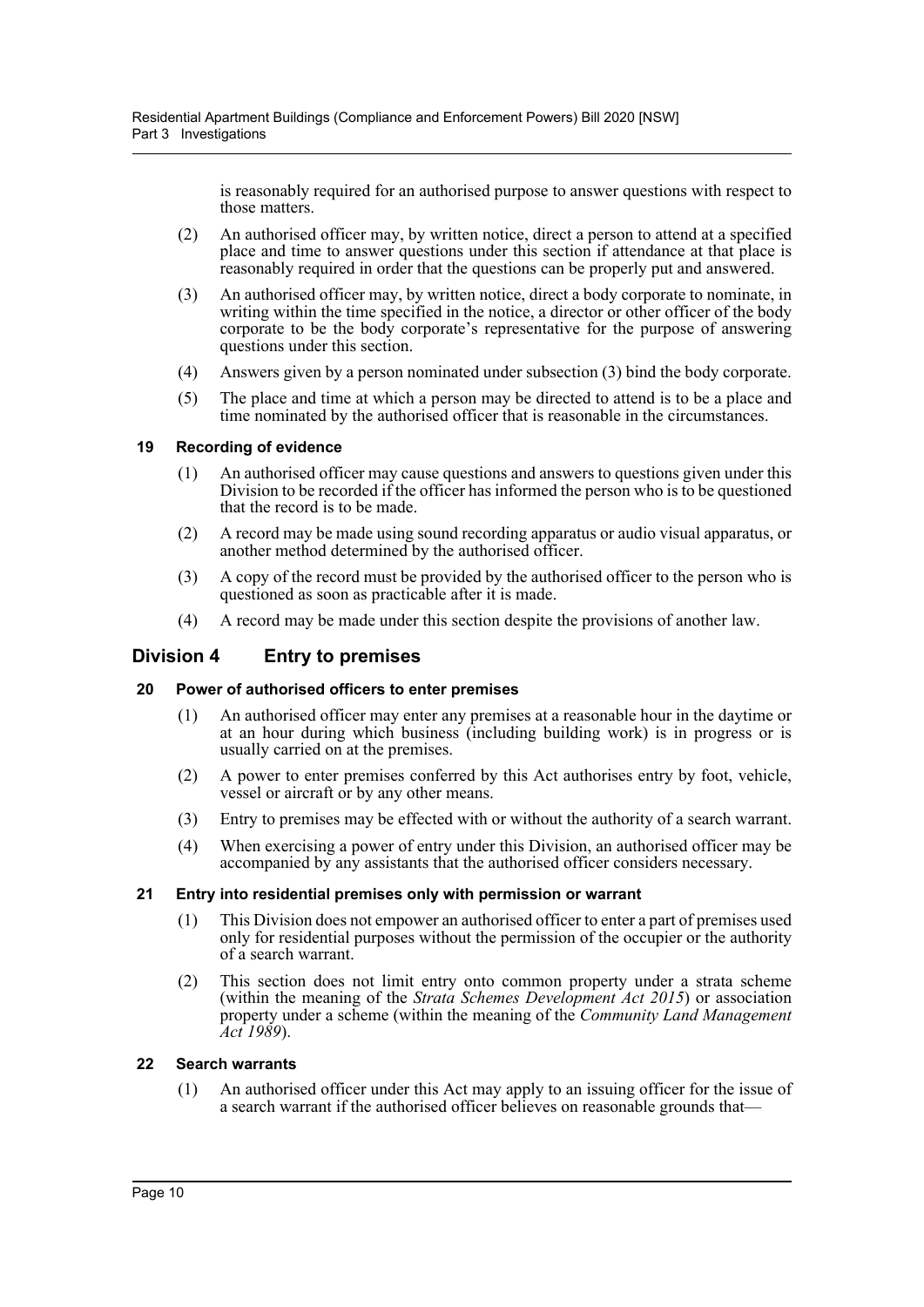is reasonably required for an authorised purpose to answer questions with respect to those matters.

(2) An authorised officer may, by written notice, direct a person to attend at a specified place and time to answer questions under this section if attendance at that place is reasonably required in order that the questions can be properly put and answered.

(3) An authorised officer may, by written notice, direct a body corporate to nominate, in writing within the time specified in the notice, a director or other officer of the body corporate to be the body corporate's representative for the purpose of answering questions under this section.

(4) Answers given by a person nominated under subsection (3) bind the body corporate.

(5) The place and time at which a person may be directed to attend is to be a place and time nominated by the authorised officer that is reasonable in the circumstances.

#### 19 Recording of evidence

(1) An authorised officer may cause questions and answers to questions given under this Division to be recorded if the officer has informed the person who is to be questioned that the record is to be made.

(2) A record may be made using sound recording apparatus or audio visual apparatus, or another method determined by the authorised officer.

(3) A copy of the record must be provided by the authorised officer to the person who is questioned as soon as practicable after it is made.

(4) A record may be made under this section despite the provisions of another law.

### Division 4 Entry to premises

#### 20 Power of authorised officers to enter premises

(1) An authorised officer may enter any premises at a reasonable hour in the daytime or at an hour during which business (including building work) is in progress or is usually carried on at the premises.

(2) A power to enter premises conferred by this Act authorises entry by foot, vehicle, vessel or aircraft or by any other means.

(3) Entry to premises may be effected with or without the authority of a search warrant.

(4) When exercising a power of entry under this Division, an authorised officer may be accompanied by any assistants that the authorised officer considers necessary.

#### 21 Entry into residential premises only with permission or warrant

(1) This Division does not empower an authorised officer to enter a part of premises used only for residential purposes without the permission of the occupier or the authority of a search warrant.

(2) This section does not limit entry onto common property under a strata scheme (within the meaning of the *Strata Schemes Development Act 2015*) or association property under a scheme (within the meaning of the *Community Land Management Act 1989*).

#### 22 Search warrants

(1) An authorised officer under this Act may apply to an issuing officer for the issue of a search warrant if the authorised officer believes on reasonable grounds that—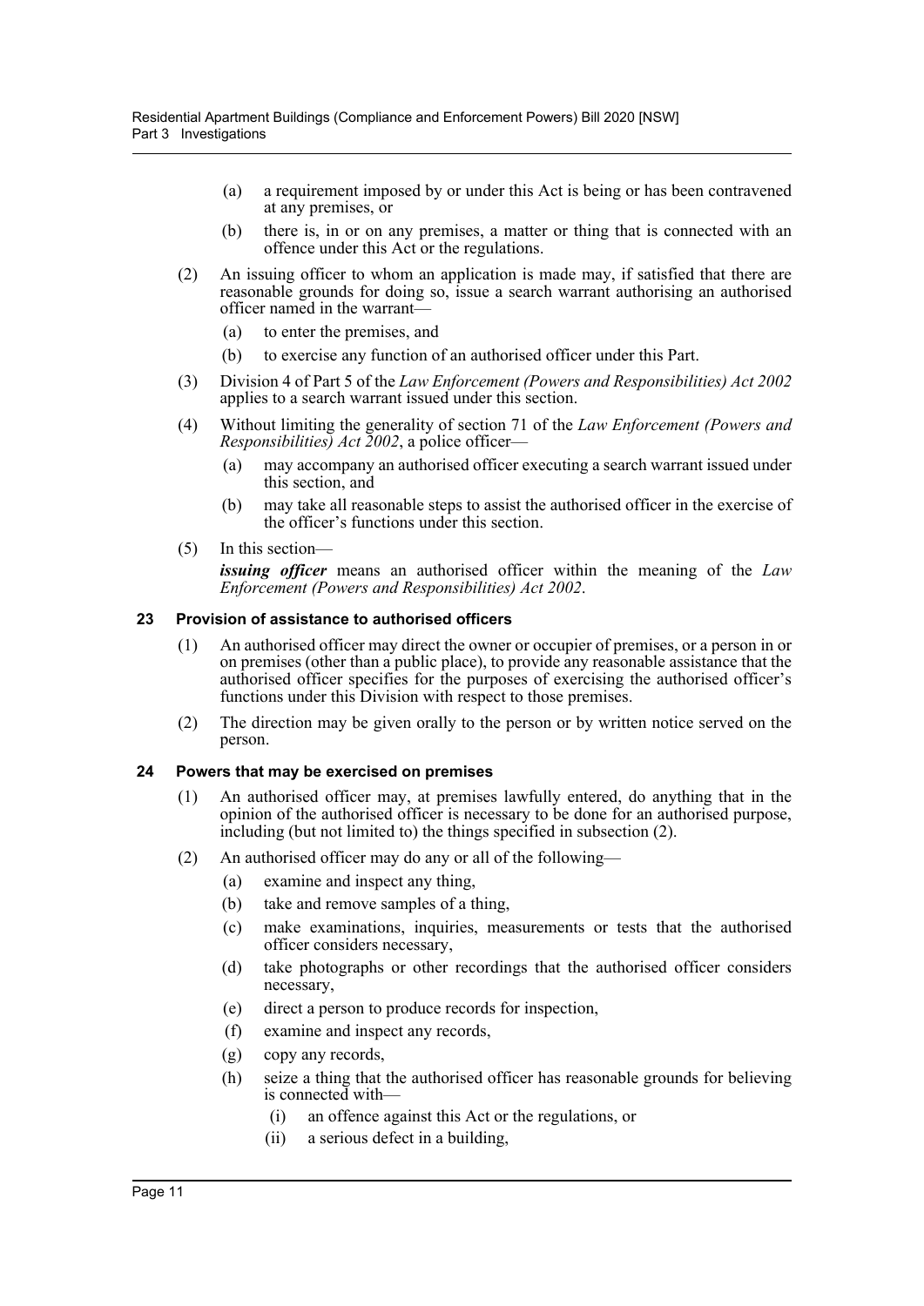(a) a requirement imposed by or under this Act is being or has been contravened at any premises, or

(b) there is, in or on any premises, a matter or thing that is connected with an offence under this Act or the regulations.

(2) An issuing officer to whom an application is made may, if satisfied that there are reasonable grounds for doing so, issue a search warrant authorising an authorised officer named in the warrant—

(a) to enter the premises, and

(b) to exercise any function of an authorised officer under this Part.

(3) Division 4 of Part 5 of the *Law Enforcement (Powers and Responsibilities) Act 2002* applies to a search warrant issued under this section.

(4) Without limiting the generality of section 71 of the *Law Enforcement (Powers and Responsibilities) Act 2002*, a police officer—

(a) may accompany an authorised officer executing a search warrant issued under this section, and

(b) may take all reasonable steps to assist the authorised officer in the exercise of the officer's functions under this section.

(5) In this section—

***issuing officer*** means an authorised officer within the meaning of the *Law Enforcement (Powers and Responsibilities) Act 2002*.

### 23 Provision of assistance to authorised officers

(1) An authorised officer may direct the owner or occupier of premises, or a person in or on premises (other than a public place), to provide any reasonable assistance that the authorised officer specifies for the purposes of exercising the authorised officer's functions under this Division with respect to those premises.

(2) The direction may be given orally to the person or by written notice served on the person.

### 24 Powers that may be exercised on premises

(1) An authorised officer may, at premises lawfully entered, do anything that in the opinion of the authorised officer is necessary to be done for an authorised purpose, including (but not limited to) the things specified in subsection (2).

(2) An authorised officer may do any or all of the following—

(a) examine and inspect any thing,

(b) take and remove samples of a thing,

(c) make examinations, inquiries, measurements or tests that the authorised officer considers necessary,

(d) take photographs or other recordings that the authorised officer considers necessary,

(e) direct a person to produce records for inspection,

(f) examine and inspect any records,

(g) copy any records,

(h) seize a thing that the authorised officer has reasonable grounds for believing is connected with—

(i) an offence against this Act or the regulations, or

(ii) a serious defect in a building,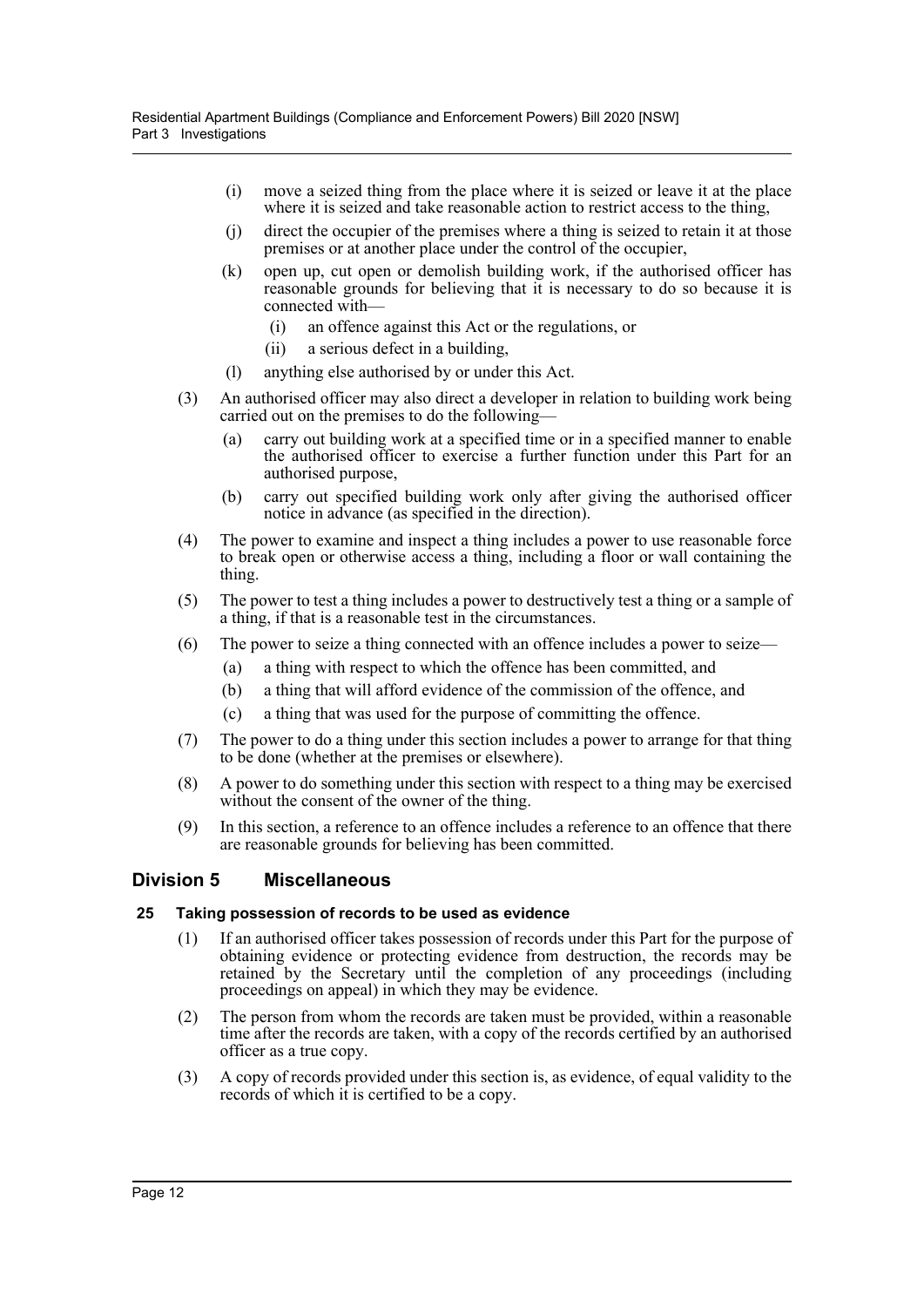(i) move a seized thing from the place where it is seized or leave it at the place where it is seized and take reasonable action to restrict access to the thing,

(j) direct the occupier of the premises where a thing is seized to retain it at those premises or at another place under the control of the occupier,

(k) open up, cut open or demolish building work, if the authorised officer has reasonable grounds for believing that it is necessary to do so because it is connected with—

  (i) an offence against this Act or the regulations, or

  (ii) a serious defect in a building,

(l) anything else authorised by or under this Act.

(3) An authorised officer may also direct a developer in relation to building work being carried out on the premises to do the following—

  (a) carry out building work at a specified time or in a specified manner to enable the authorised officer to exercise a further function under this Part for an authorised purpose,

  (b) carry out specified building work only after giving the authorised officer notice in advance (as specified in the direction).

(4) The power to examine and inspect a thing includes a power to use reasonable force to break open or otherwise access a thing, including a floor or wall containing the thing.

(5) The power to test a thing includes a power to destructively test a thing or a sample of a thing, if that is a reasonable test in the circumstances.

(6) The power to seize a thing connected with an offence includes a power to seize—

  (a) a thing with respect to which the offence has been committed, and

  (b) a thing that will afford evidence of the commission of the offence, and

  (c) a thing that was used for the purpose of committing the offence.

(7) The power to do a thing under this section includes a power to arrange for that thing to be done (whether at the premises or elsewhere).

(8) A power to do something under this section with respect to a thing may be exercised without the consent of the owner of the thing.

(9) In this section, a reference to an offence includes a reference to an offence that there are reasonable grounds for believing has been committed.

## Division 5 Miscellaneous

### 25 Taking possession of records to be used as evidence

(1) If an authorised officer takes possession of records under this Part for the purpose of obtaining evidence or protecting evidence from destruction, the records may be retained by the Secretary until the completion of any proceedings (including proceedings on appeal) in which they may be evidence.

(2) The person from whom the records are taken must be provided, within a reasonable time after the records are taken, with a copy of the records certified by an authorised officer as a true copy.

(3) A copy of records provided under this section is, as evidence, of equal validity to the records of which it is certified to be a copy.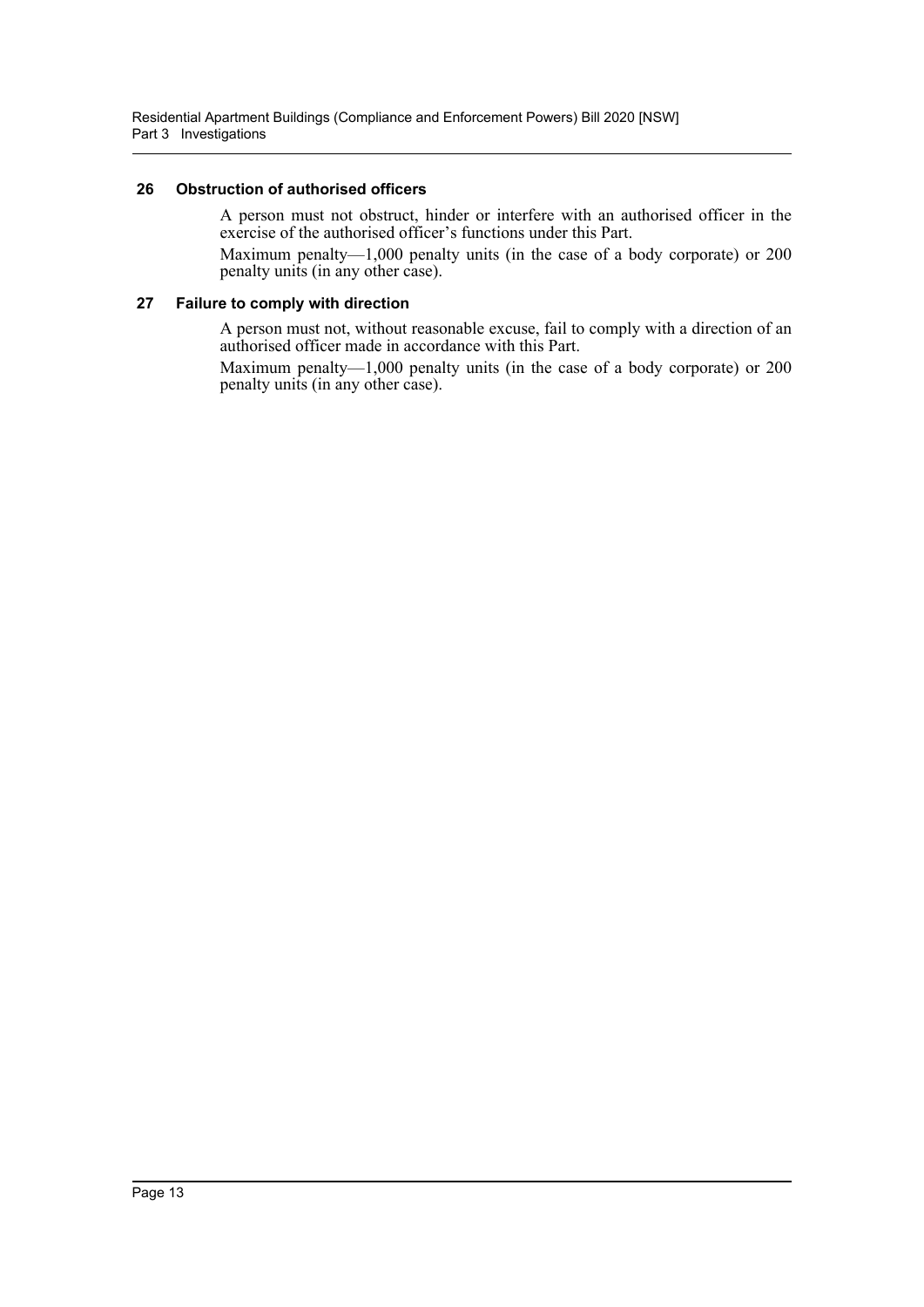### 26 Obstruction of authorised officers

A person must not obstruct, hinder or interfere with an authorised officer in the exercise of the authorised officer's functions under this Part.

Maximum penalty—1,000 penalty units (in the case of a body corporate) or 200 penalty units (in any other case).

### 27 Failure to comply with direction

A person must not, without reasonable excuse, fail to comply with a direction of an authorised officer made in accordance with this Part.

Maximum penalty—1,000 penalty units (in the case of a body corporate) or 200 penalty units (in any other case).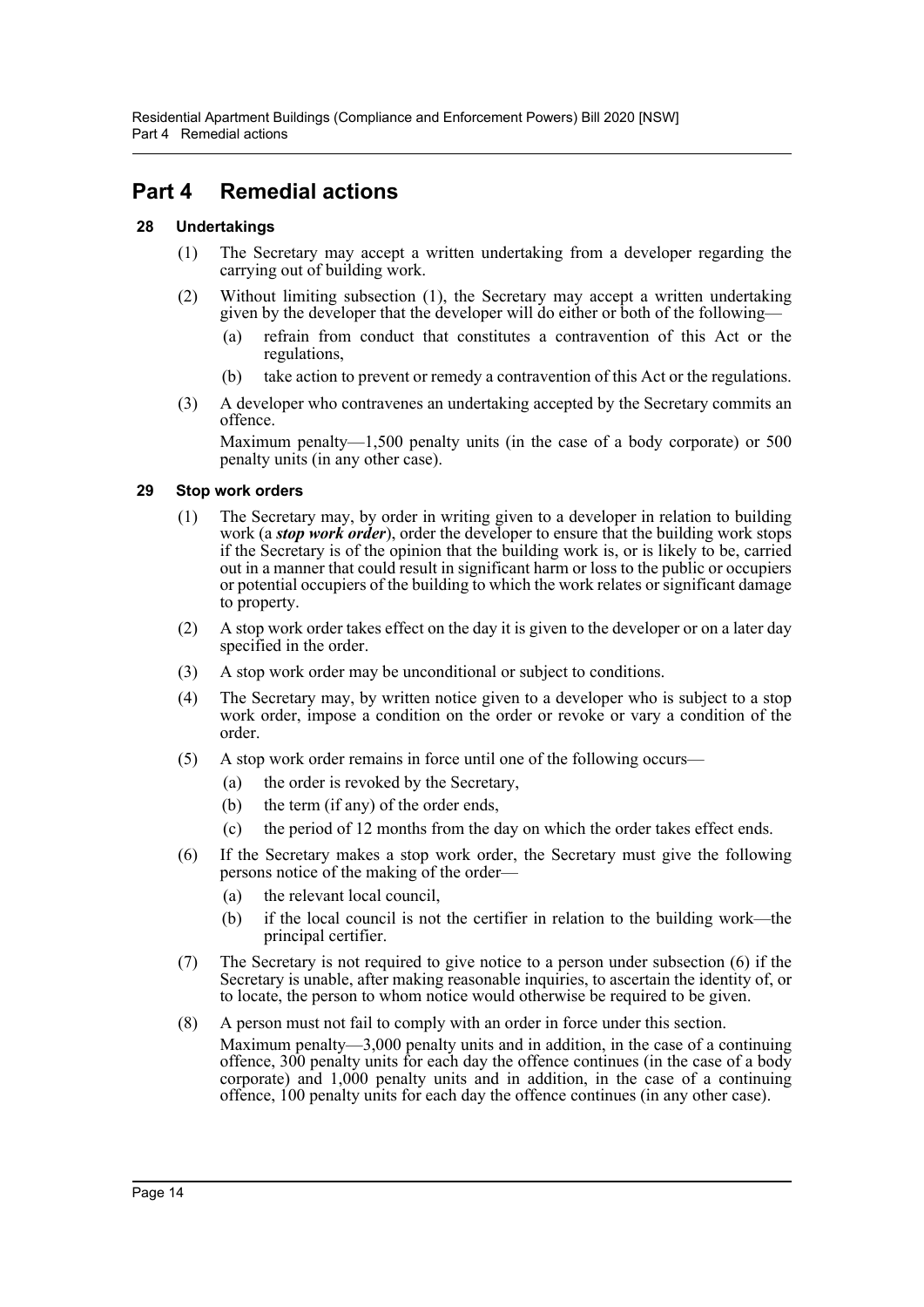# Part 4 Remedial actions

### 28 Undertakings

(1) The Secretary may accept a written undertaking from a developer regarding the carrying out of building work.

(2) Without limiting subsection (1), the Secretary may accept a written undertaking given by the developer that the developer will do either or both of the following—

(a) refrain from conduct that constitutes a contravention of this Act or the regulations,

(b) take action to prevent or remedy a contravention of this Act or the regulations.

(3) A developer who contravenes an undertaking accepted by the Secretary commits an offence.

Maximum penalty—1,500 penalty units (in the case of a body corporate) or 500 penalty units (in any other case).

### 29 Stop work orders

(1) The Secretary may, by order in writing given to a developer in relation to building work (a ***stop work order***), order the developer to ensure that the building work stops if the Secretary is of the opinion that the building work is, or is likely to be, carried out in a manner that could result in significant harm or loss to the public or occupiers or potential occupiers of the building to which the work relates or significant damage to property.

(2) A stop work order takes effect on the day it is given to the developer or on a later day specified in the order.

(3) A stop work order may be unconditional or subject to conditions.

(4) The Secretary may, by written notice given to a developer who is subject to a stop work order, impose a condition on the order or revoke or vary a condition of the order.

(5) A stop work order remains in force until one of the following occurs—

(a) the order is revoked by the Secretary,

(b) the term (if any) of the order ends,

(c) the period of 12 months from the day on which the order takes effect ends.

(6) If the Secretary makes a stop work order, the Secretary must give the following persons notice of the making of the order—

(a) the relevant local council,

(b) if the local council is not the certifier in relation to the building work—the principal certifier.

(7) The Secretary is not required to give notice to a person under subsection (6) if the Secretary is unable, after making reasonable inquiries, to ascertain the identity of, or to locate, the person to whom notice would otherwise be required to be given.

(8) A person must not fail to comply with an order in force under this section.

Maximum penalty—3,000 penalty units and in addition, in the case of a continuing offence, 300 penalty units for each day the offence continues (in the case of a body corporate) and 1,000 penalty units and in addition, in the case of a continuing offence, 100 penalty units for each day the offence continues (in any other case).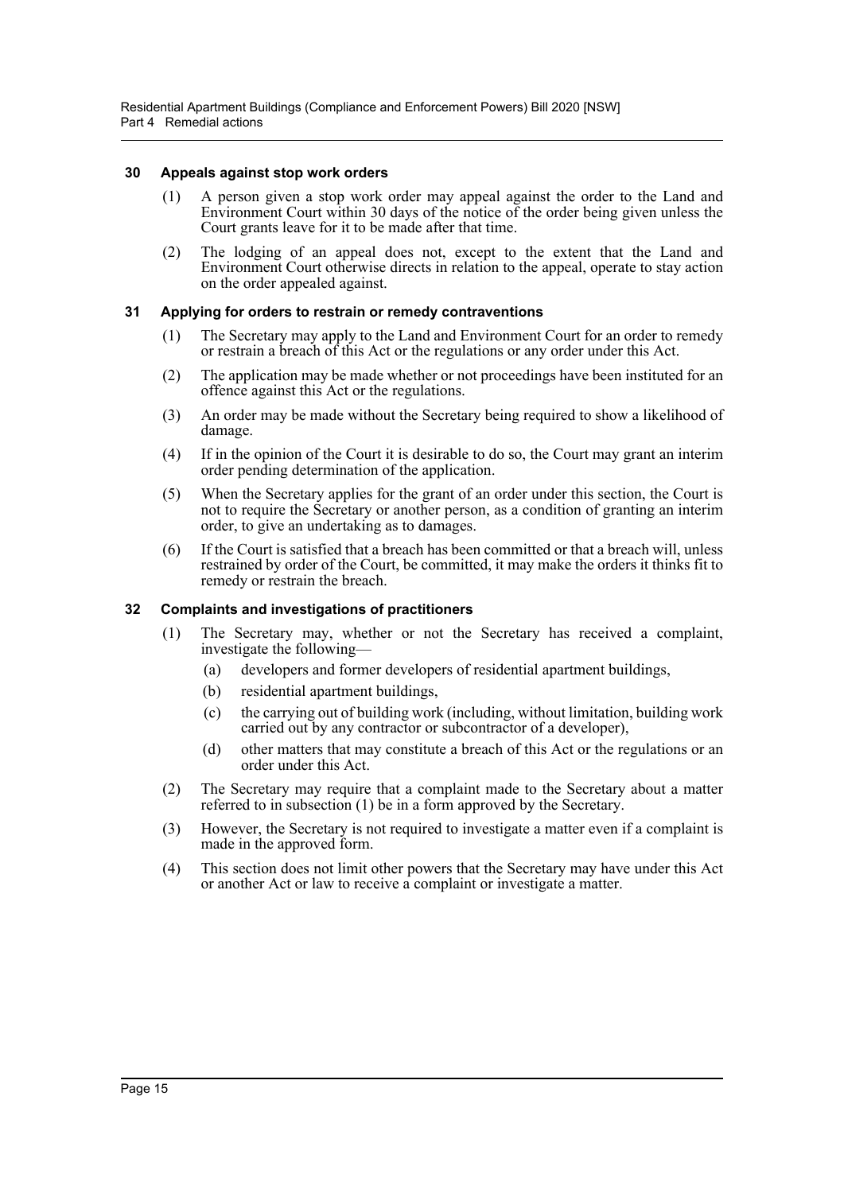### 30 Appeals against stop work orders

(1) A person given a stop work order may appeal against the order to the Land and Environment Court within 30 days of the notice of the order being given unless the Court grants leave for it to be made after that time.

(2) The lodging of an appeal does not, except to the extent that the Land and Environment Court otherwise directs in relation to the appeal, operate to stay action on the order appealed against.

### 31 Applying for orders to restrain or remedy contraventions

(1) The Secretary may apply to the Land and Environment Court for an order to remedy or restrain a breach of this Act or the regulations or any order under this Act.

(2) The application may be made whether or not proceedings have been instituted for an offence against this Act or the regulations.

(3) An order may be made without the Secretary being required to show a likelihood of damage.

(4) If in the opinion of the Court it is desirable to do so, the Court may grant an interim order pending determination of the application.

(5) When the Secretary applies for the grant of an order under this section, the Court is not to require the Secretary or another person, as a condition of granting an interim order, to give an undertaking as to damages.

(6) If the Court is satisfied that a breach has been committed or that a breach will, unless restrained by order of the Court, be committed, it may make the orders it thinks fit to remedy or restrain the breach.

### 32 Complaints and investigations of practitioners

(1) The Secretary may, whether or not the Secretary has received a complaint, investigate the following—

(a) developers and former developers of residential apartment buildings,

(b) residential apartment buildings,

(c) the carrying out of building work (including, without limitation, building work carried out by any contractor or subcontractor of a developer),

(d) other matters that may constitute a breach of this Act or the regulations or an order under this Act.

(2) The Secretary may require that a complaint made to the Secretary about a matter referred to in subsection (1) be in a form approved by the Secretary.

(3) However, the Secretary is not required to investigate a matter even if a complaint is made in the approved form.

(4) This section does not limit other powers that the Secretary may have under this Act or another Act or law to receive a complaint or investigate a matter.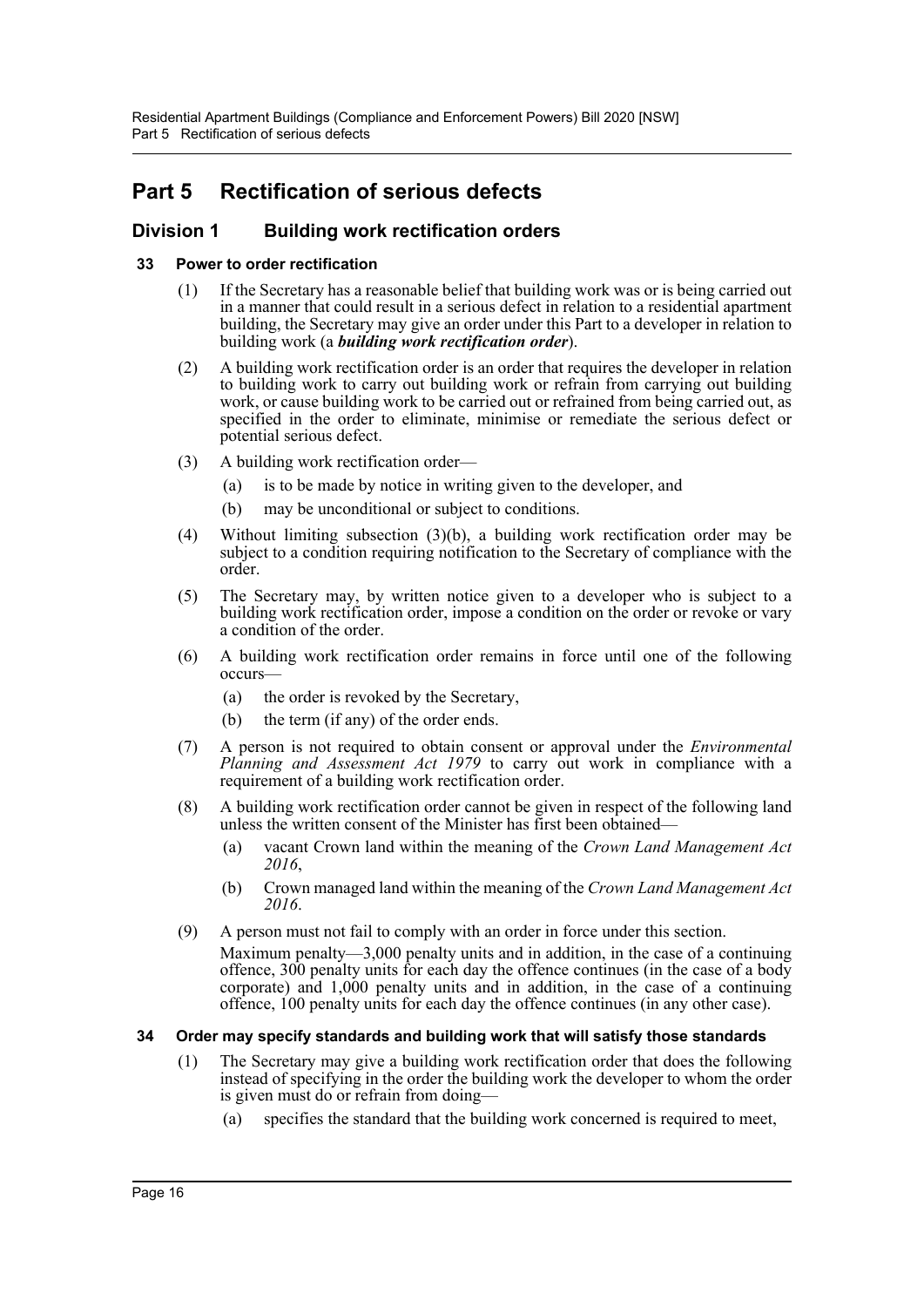# Part 5 Rectification of serious defects

## Division 1 Building work rectification orders

### 33 Power to order rectification

(1) If the Secretary has a reasonable belief that building work was or is being carried out in a manner that could result in a serious defect in relation to a residential apartment building, the Secretary may give an order under this Part to a developer in relation to building work (a ***building work rectification order***).

(2) A building work rectification order is an order that requires the developer in relation to building work to carry out building work or refrain from carrying out building work, or cause building work to be carried out or refrained from being carried out, as specified in the order to eliminate, minimise or remediate the serious defect or potential serious defect.

(3) A building work rectification order—

- (a) is to be made by notice in writing given to the developer, and
- (b) may be unconditional or subject to conditions.

(4) Without limiting subsection (3)(b), a building work rectification order may be subject to a condition requiring notification to the Secretary of compliance with the order.

(5) The Secretary may, by written notice given to a developer who is subject to a building work rectification order, impose a condition on the order or revoke or vary a condition of the order.

(6) A building work rectification order remains in force until one of the following occurs—

- (a) the order is revoked by the Secretary,
- (b) the term (if any) of the order ends.

(7) A person is not required to obtain consent or approval under the *Environmental Planning and Assessment Act 1979* to carry out work in compliance with a requirement of a building work rectification order.

(8) A building work rectification order cannot be given in respect of the following land unless the written consent of the Minister has first been obtained—

- (a) vacant Crown land within the meaning of the *Crown Land Management Act 2016*,
- (b) Crown managed land within the meaning of the *Crown Land Management Act 2016*.

(9) A person must not fail to comply with an order in force under this section.

Maximum penalty—3,000 penalty units and in addition, in the case of a continuing offence, 300 penalty units for each day the offence continues (in the case of a body corporate) and 1,000 penalty units and in addition, in the case of a continuing offence, 100 penalty units for each day the offence continues (in any other case).

### 34 Order may specify standards and building work that will satisfy those standards

(1) The Secretary may give a building work rectification order that does the following instead of specifying in the order the building work the developer to whom the order is given must do or refrain from doing—

- (a) specifies the standard that the building work concerned is required to meet,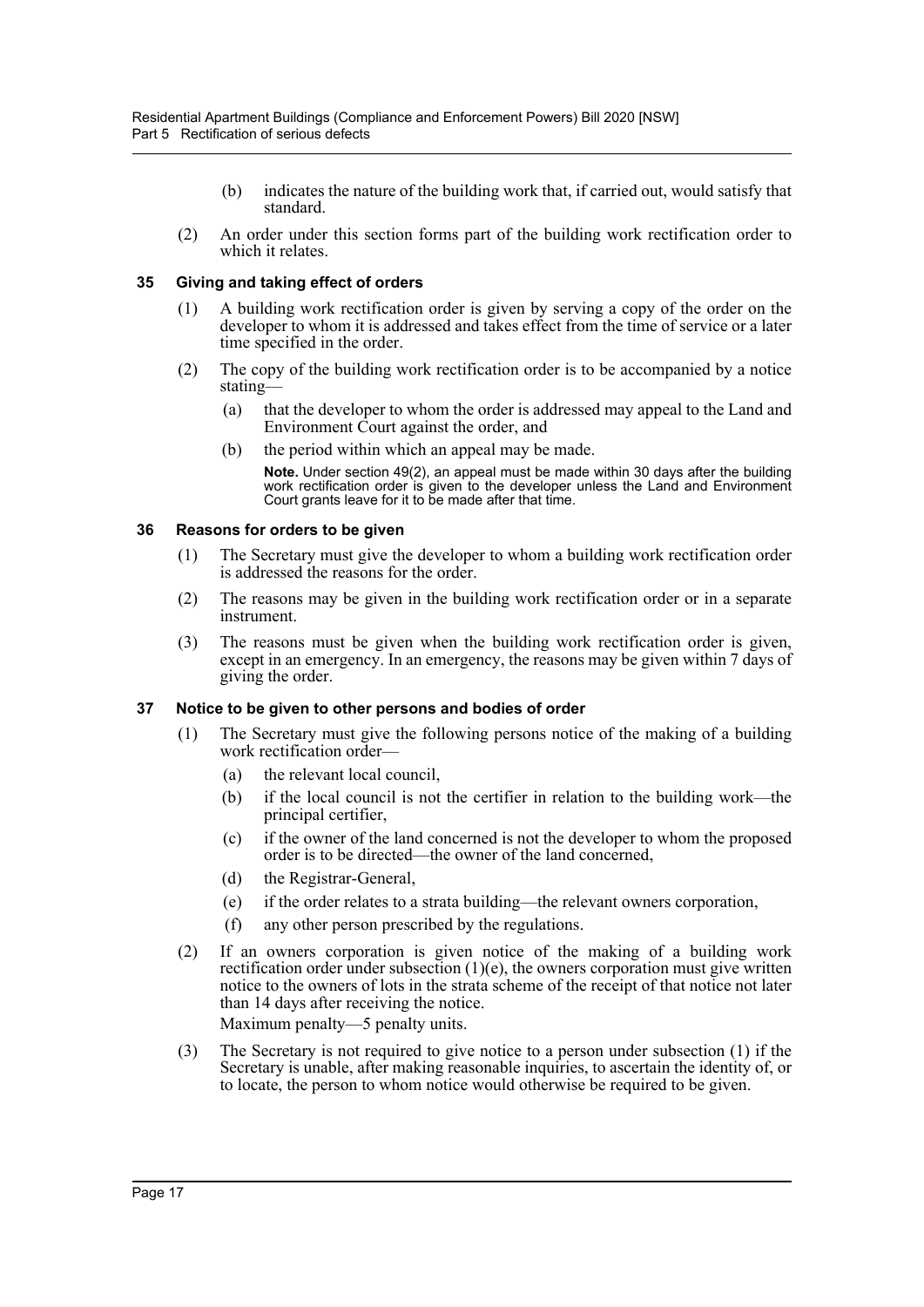(b) indicates the nature of the building work that, if carried out, would satisfy that standard.

(2) An order under this section forms part of the building work rectification order to which it relates.

### 35 Giving and taking effect of orders

(1) A building work rectification order is given by serving a copy of the order on the developer to whom it is addressed and takes effect from the time of service or a later time specified in the order.

(2) The copy of the building work rectification order is to be accompanied by a notice stating—

(a) that the developer to whom the order is addressed may appeal to the Land and Environment Court against the order, and

(b) the period within which an appeal may be made.

**Note.** Under section 49(2), an appeal must be made within 30 days after the building work rectification order is given to the developer unless the Land and Environment Court grants leave for it to be made after that time.

### 36 Reasons for orders to be given

(1) The Secretary must give the developer to whom a building work rectification order is addressed the reasons for the order.

(2) The reasons may be given in the building work rectification order or in a separate instrument.

(3) The reasons must be given when the building work rectification order is given, except in an emergency. In an emergency, the reasons may be given within 7 days of giving the order.

### 37 Notice to be given to other persons and bodies of order

(1) The Secretary must give the following persons notice of the making of a building work rectification order—

(a) the relevant local council,

(b) if the local council is not the certifier in relation to the building work—the principal certifier,

(c) if the owner of the land concerned is not the developer to whom the proposed order is to be directed—the owner of the land concerned,

(d) the Registrar-General,

(e) if the order relates to a strata building—the relevant owners corporation,

(f) any other person prescribed by the regulations.

(2) If an owners corporation is given notice of the making of a building work rectification order under subsection (1)(e), the owners corporation must give written notice to the owners of lots in the strata scheme of the receipt of that notice not later than 14 days after receiving the notice.

Maximum penalty—5 penalty units.

(3) The Secretary is not required to give notice to a person under subsection (1) if the Secretary is unable, after making reasonable inquiries, to ascertain the identity of, or to locate, the person to whom notice would otherwise be required to be given.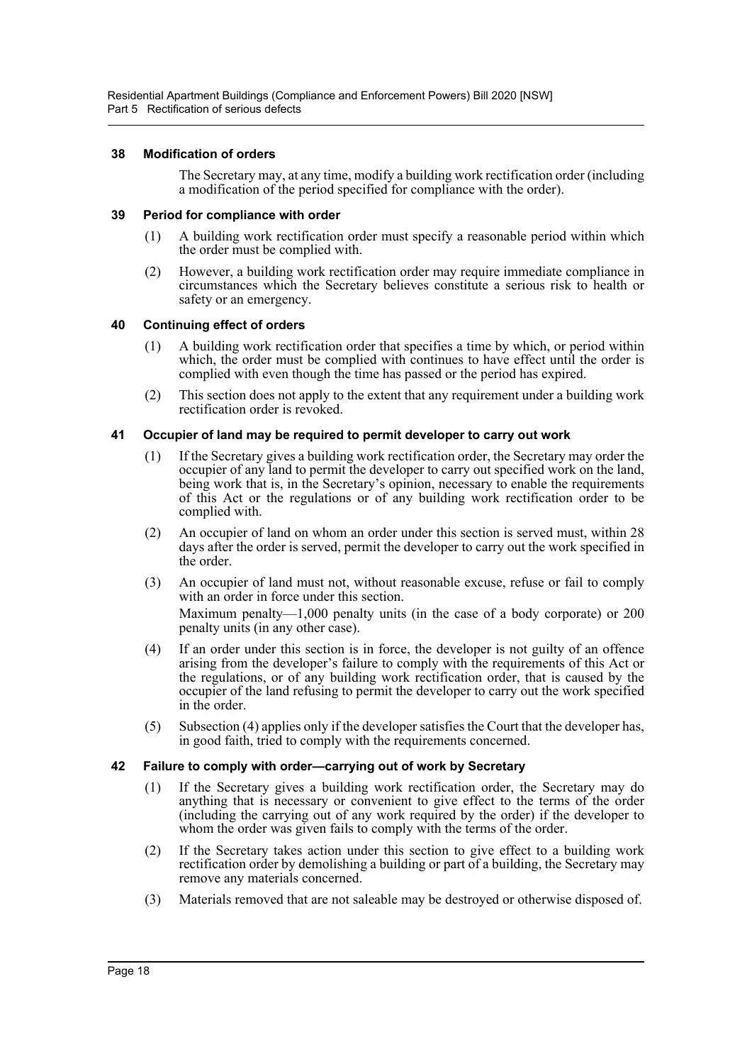### 38 Modification of orders

The Secretary may, at any time, modify a building work rectification order (including a modification of the period specified for compliance with the order).

### 39 Period for compliance with order

(1) A building work rectification order must specify a reasonable period within which the order must be complied with.

(2) However, a building work rectification order may require immediate compliance in circumstances which the Secretary believes constitute a serious risk to health or safety or an emergency.

### 40 Continuing effect of orders

(1) A building work rectification order that specifies a time by which, or period within which, the order must be complied with continues to have effect until the order is complied with even though the time has passed or the period has expired.

(2) This section does not apply to the extent that any requirement under a building work rectification order is revoked.

### 41 Occupier of land may be required to permit developer to carry out work

(1) If the Secretary gives a building work rectification order, the Secretary may order the occupier of any land to permit the developer to carry out specified work on the land, being work that is, in the Secretary's opinion, necessary to enable the requirements of this Act or the regulations or of any building work rectification order to be complied with.

(2) An occupier of land on whom an order under this section is served must, within 28 days after the order is served, permit the developer to carry out the work specified in the order.

(3) An occupier of land must not, without reasonable excuse, refuse or fail to comply with an order in force under this section.

Maximum penalty—1,000 penalty units (in the case of a body corporate) or 200 penalty units (in any other case).

(4) If an order under this section is in force, the developer is not guilty of an offence arising from the developer's failure to comply with the requirements of this Act or the regulations, or of any building work rectification order, that is caused by the occupier of the land refusing to permit the developer to carry out the work specified in the order.

(5) Subsection (4) applies only if the developer satisfies the Court that the developer has, in good faith, tried to comply with the requirements concerned.

### 42 Failure to comply with order—carrying out of work by Secretary

(1) If the Secretary gives a building work rectification order, the Secretary may do anything that is necessary or convenient to give effect to the terms of the order (including the carrying out of any work required by the order) if the developer to whom the order was given fails to comply with the terms of the order.

(2) If the Secretary takes action under this section to give effect to a building work rectification order by demolishing a building or part of a building, the Secretary may remove any materials concerned.

(3) Materials removed that are not saleable may be destroyed or otherwise disposed of.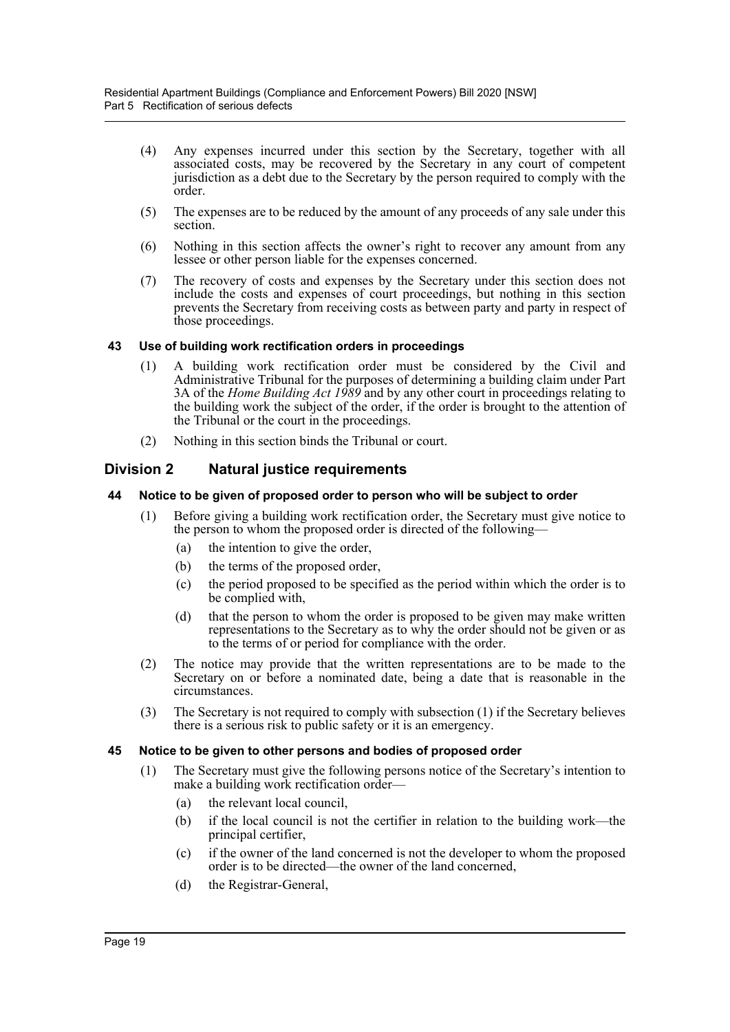(4) Any expenses incurred under this section by the Secretary, together with all associated costs, may be recovered by the Secretary in any court of competent jurisdiction as a debt due to the Secretary by the person required to comply with the order.

(5) The expenses are to be reduced by the amount of any proceeds of any sale under this section.

(6) Nothing in this section affects the owner's right to recover any amount from any lessee or other person liable for the expenses concerned.

(7) The recovery of costs and expenses by the Secretary under this section does not include the costs and expenses of court proceedings, but nothing in this section prevents the Secretary from receiving costs as between party and party in respect of those proceedings.

#### 43 Use of building work rectification orders in proceedings

(1) A building work rectification order must be considered by the Civil and Administrative Tribunal for the purposes of determining a building claim under Part 3A of the *Home Building Act 1989* and by any other court in proceedings relating to the building work the subject of the order, if the order is brought to the attention of the Tribunal or the court in the proceedings.

(2) Nothing in this section binds the Tribunal or court.

### Division 2 Natural justice requirements

#### 44 Notice to be given of proposed order to person who will be subject to order

(1) Before giving a building work rectification order, the Secretary must give notice to the person to whom the proposed order is directed of the following—

- (a) the intention to give the order,
- (b) the terms of the proposed order,
- (c) the period proposed to be specified as the period within which the order is to be complied with,
- (d) that the person to whom the order is proposed to be given may make written representations to the Secretary as to why the order should not be given or as to the terms of or period for compliance with the order.

(2) The notice may provide that the written representations are to be made to the Secretary on or before a nominated date, being a date that is reasonable in the circumstances.

(3) The Secretary is not required to comply with subsection (1) if the Secretary believes there is a serious risk to public safety or it is an emergency.

#### 45 Notice to be given to other persons and bodies of proposed order

(1) The Secretary must give the following persons notice of the Secretary's intention to make a building work rectification order—

- (a) the relevant local council,
- (b) if the local council is not the certifier in relation to the building work—the principal certifier,
- (c) if the owner of the land concerned is not the developer to whom the proposed order is to be directed—the owner of the land concerned,
- (d) the Registrar-General,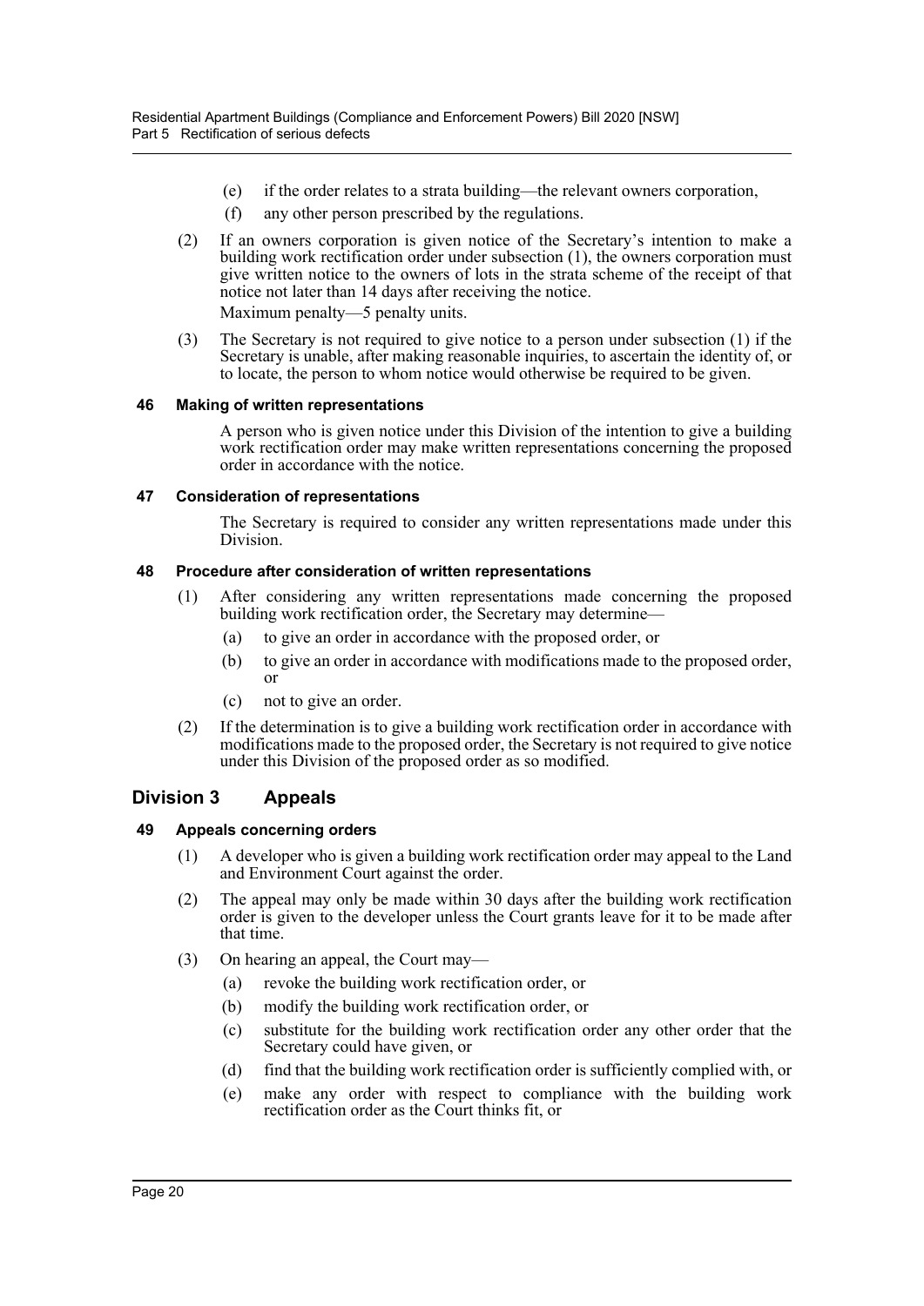(e) if the order relates to a strata building—the relevant owners corporation,

(f) any other person prescribed by the regulations.

(2) If an owners corporation is given notice of the Secretary's intention to make a building work rectification order under subsection (1), the owners corporation must give written notice to the owners of lots in the strata scheme of the receipt of that notice not later than 14 days after receiving the notice.

Maximum penalty—5 penalty units.

(3) The Secretary is not required to give notice to a person under subsection (1) if the Secretary is unable, after making reasonable inquiries, to ascertain the identity of, or to locate, the person to whom notice would otherwise be required to be given.

#### 46 Making of written representations

A person who is given notice under this Division of the intention to give a building work rectification order may make written representations concerning the proposed order in accordance with the notice.

#### 47 Consideration of representations

The Secretary is required to consider any written representations made under this Division.

#### 48 Procedure after consideration of written representations

(1) After considering any written representations made concerning the proposed building work rectification order, the Secretary may determine—

(a) to give an order in accordance with the proposed order, or

(b) to give an order in accordance with modifications made to the proposed order, or

(c) not to give an order.

(2) If the determination is to give a building work rectification order in accordance with modifications made to the proposed order, the Secretary is not required to give notice under this Division of the proposed order as so modified.

## Division 3 Appeals

#### 49 Appeals concerning orders

(1) A developer who is given a building work rectification order may appeal to the Land and Environment Court against the order.

(2) The appeal may only be made within 30 days after the building work rectification order is given to the developer unless the Court grants leave for it to be made after that time.

(3) On hearing an appeal, the Court may—

(a) revoke the building work rectification order, or

(b) modify the building work rectification order, or

(c) substitute for the building work rectification order any other order that the Secretary could have given, or

(d) find that the building work rectification order is sufficiently complied with, or

(e) make any order with respect to compliance with the building work rectification order as the Court thinks fit, or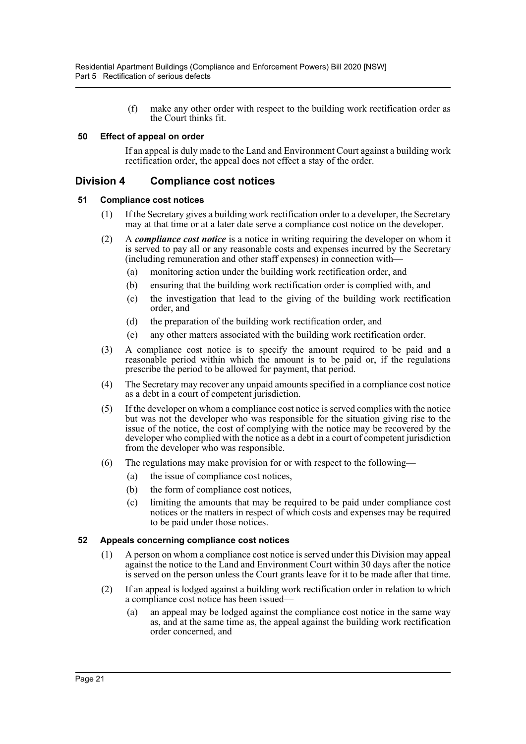(f) make any other order with respect to the building work rectification order as the Court thinks fit.

### 50 Effect of appeal on order

If an appeal is duly made to the Land and Environment Court against a building work rectification order, the appeal does not effect a stay of the order.

## Division 4 Compliance cost notices

### 51 Compliance cost notices

(1) If the Secretary gives a building work rectification order to a developer, the Secretary may at that time or at a later date serve a compliance cost notice on the developer.

(2) A ***compliance cost notice*** is a notice in writing requiring the developer on whom it is served to pay all or any reasonable costs and expenses incurred by the Secretary (including remuneration and other staff expenses) in connection with—

- (a) monitoring action under the building work rectification order, and
- (b) ensuring that the building work rectification order is complied with, and
- (c) the investigation that lead to the giving of the building work rectification order, and
- (d) the preparation of the building work rectification order, and
- (e) any other matters associated with the building work rectification order.

(3) A compliance cost notice is to specify the amount required to be paid and a reasonable period within which the amount is to be paid or, if the regulations prescribe the period to be allowed for payment, that period.

(4) The Secretary may recover any unpaid amounts specified in a compliance cost notice as a debt in a court of competent jurisdiction.

(5) If the developer on whom a compliance cost notice is served complies with the notice but was not the developer who was responsible for the situation giving rise to the issue of the notice, the cost of complying with the notice may be recovered by the developer who complied with the notice as a debt in a court of competent jurisdiction from the developer who was responsible.

(6) The regulations may make provision for or with respect to the following—

- (a) the issue of compliance cost notices,
- (b) the form of compliance cost notices,
- (c) limiting the amounts that may be required to be paid under compliance cost notices or the matters in respect of which costs and expenses may be required to be paid under those notices.

### 52 Appeals concerning compliance cost notices

(1) A person on whom a compliance cost notice is served under this Division may appeal against the notice to the Land and Environment Court within 30 days after the notice is served on the person unless the Court grants leave for it to be made after that time.

(2) If an appeal is lodged against a building work rectification order in relation to which a compliance cost notice has been issued—

- (a) an appeal may be lodged against the compliance cost notice in the same way as, and at the same time as, the appeal against the building work rectification order concerned, and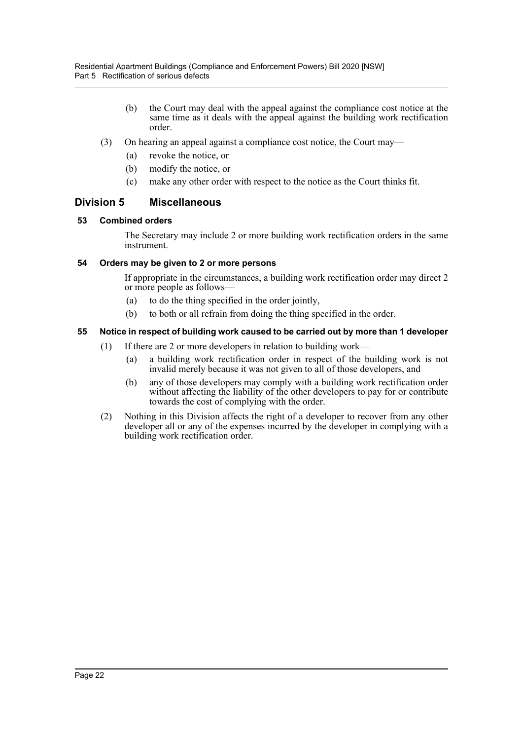(b) the Court may deal with the appeal against the compliance cost notice at the same time as it deals with the appeal against the building work rectification order.

(3) On hearing an appeal against a compliance cost notice, the Court may—

(a) revoke the notice, or

(b) modify the notice, or

(c) make any other order with respect to the notice as the Court thinks fit.

## Division 5 Miscellaneous

### 53 Combined orders

The Secretary may include 2 or more building work rectification orders in the same instrument.

### 54 Orders may be given to 2 or more persons

If appropriate in the circumstances, a building work rectification order may direct 2 or more people as follows—

(a) to do the thing specified in the order jointly,

(b) to both or all refrain from doing the thing specified in the order.

### 55 Notice in respect of building work caused to be carried out by more than 1 developer

(1) If there are 2 or more developers in relation to building work—

(a) a building work rectification order in respect of the building work is not invalid merely because it was not given to all of those developers, and

(b) any of those developers may comply with a building work rectification order without affecting the liability of the other developers to pay for or contribute towards the cost of complying with the order.

(2) Nothing in this Division affects the right of a developer to recover from any other developer all or any of the expenses incurred by the developer in complying with a building work rectification order.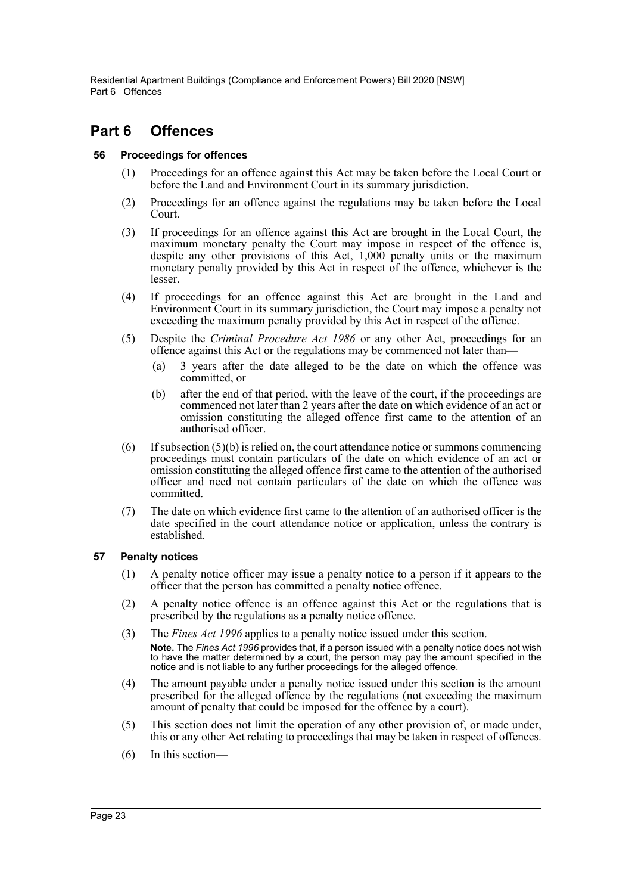# Part 6 Offences

### 56 Proceedings for offences

(1) Proceedings for an offence against this Act may be taken before the Local Court or before the Land and Environment Court in its summary jurisdiction.

(2) Proceedings for an offence against the regulations may be taken before the Local Court.

(3) If proceedings for an offence against this Act are brought in the Local Court, the maximum monetary penalty the Court may impose in respect of the offence is, despite any other provisions of this Act, 1,000 penalty units or the maximum monetary penalty provided by this Act in respect of the offence, whichever is the lesser.

(4) If proceedings for an offence against this Act are brought in the Land and Environment Court in its summary jurisdiction, the Court may impose a penalty not exceeding the maximum penalty provided by this Act in respect of the offence.

(5) Despite the *Criminal Procedure Act 1986* or any other Act, proceedings for an offence against this Act or the regulations may be commenced not later than—

- (a) 3 years after the date alleged to be the date on which the offence was committed, or
- (b) after the end of that period, with the leave of the court, if the proceedings are commenced not later than 2 years after the date on which evidence of an act or omission constituting the alleged offence first came to the attention of an authorised officer.

(6) If subsection (5)(b) is relied on, the court attendance notice or summons commencing proceedings must contain particulars of the date on which evidence of an act or omission constituting the alleged offence first came to the attention of the authorised officer and need not contain particulars of the date on which the offence was committed.

(7) The date on which evidence first came to the attention of an authorised officer is the date specified in the court attendance notice or application, unless the contrary is established.

### 57 Penalty notices

(1) A penalty notice officer may issue a penalty notice to a person if it appears to the officer that the person has committed a penalty notice offence.

(2) A penalty notice offence is an offence against this Act or the regulations that is prescribed by the regulations as a penalty notice offence.

(3) The *Fines Act 1996* applies to a penalty notice issued under this section.

**Note.** The *Fines Act 1996* provides that, if a person issued with a penalty notice does not wish to have the matter determined by a court, the person may pay the amount specified in the notice and is not liable to any further proceedings for the alleged offence.

(4) The amount payable under a penalty notice issued under this section is the amount prescribed for the alleged offence by the regulations (not exceeding the maximum amount of penalty that could be imposed for the offence by a court).

(5) This section does not limit the operation of any other provision of, or made under, this or any other Act relating to proceedings that may be taken in respect of offences.

(6) In this section—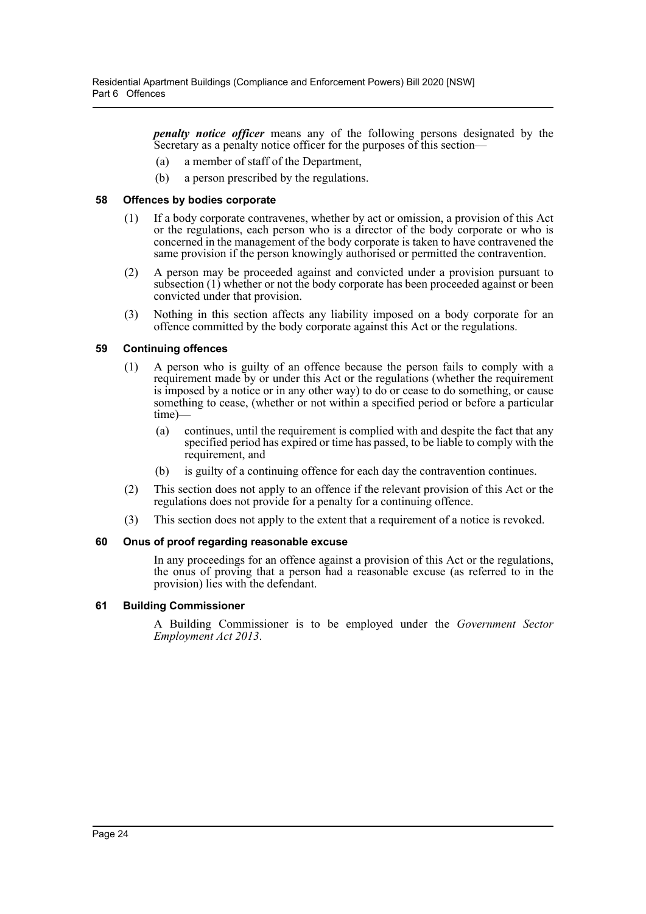***penalty notice officer*** means any of the following persons designated by the Secretary as a penalty notice officer for the purposes of this section—

(a) a member of staff of the Department,

(b) a person prescribed by the regulations.

### 58 Offences by bodies corporate

(1) If a body corporate contravenes, whether by act or omission, a provision of this Act or the regulations, each person who is a director of the body corporate or who is concerned in the management of the body corporate is taken to have contravened the same provision if the person knowingly authorised or permitted the contravention.

(2) A person may be proceeded against and convicted under a provision pursuant to subsection (1) whether or not the body corporate has been proceeded against or been convicted under that provision.

(3) Nothing in this section affects any liability imposed on a body corporate for an offence committed by the body corporate against this Act or the regulations.

### 59 Continuing offences

(1) A person who is guilty of an offence because the person fails to comply with a requirement made by or under this Act or the regulations (whether the requirement is imposed by a notice or in any other way) to do or cease to do something, or cause something to cease, (whether or not within a specified period or before a particular time)—

(a) continues, until the requirement is complied with and despite the fact that any specified period has expired or time has passed, to be liable to comply with the requirement, and

(b) is guilty of a continuing offence for each day the contravention continues.

(2) This section does not apply to an offence if the relevant provision of this Act or the regulations does not provide for a penalty for a continuing offence.

(3) This section does not apply to the extent that a requirement of a notice is revoked.

### 60 Onus of proof regarding reasonable excuse

In any proceedings for an offence against a provision of this Act or the regulations, the onus of proving that a person had a reasonable excuse (as referred to in the provision) lies with the defendant.

### 61 Building Commissioner

A Building Commissioner is to be employed under the *Government Sector Employment Act 2013*.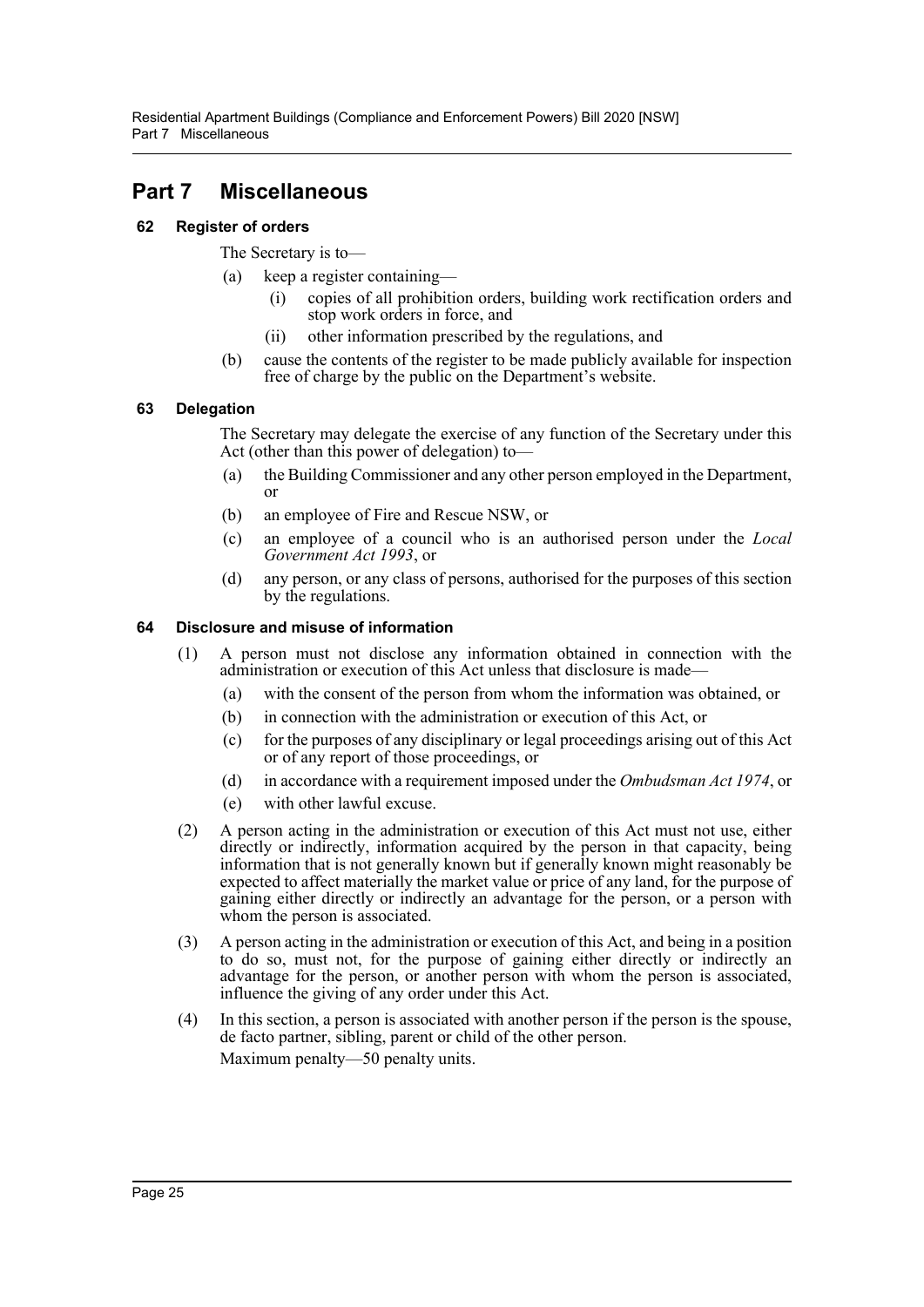# Part 7 Miscellaneous

### 62 Register of orders

The Secretary is to—

(a) keep a register containing—

(i) copies of all prohibition orders, building work rectification orders and stop work orders in force, and

(ii) other information prescribed by the regulations, and

(b) cause the contents of the register to be made publicly available for inspection free of charge by the public on the Department's website.

### 63 Delegation

The Secretary may delegate the exercise of any function of the Secretary under this Act (other than this power of delegation) to—

(a) the Building Commissioner and any other person employed in the Department, or

(b) an employee of Fire and Rescue NSW, or

(c) an employee of a council who is an authorised person under the *Local Government Act 1993*, or

(d) any person, or any class of persons, authorised for the purposes of this section by the regulations.

### 64 Disclosure and misuse of information

(1) A person must not disclose any information obtained in connection with the administration or execution of this Act unless that disclosure is made—

(a) with the consent of the person from whom the information was obtained, or

(b) in connection with the administration or execution of this Act, or

(c) for the purposes of any disciplinary or legal proceedings arising out of this Act or of any report of those proceedings, or

(d) in accordance with a requirement imposed under the *Ombudsman Act 1974*, or

(e) with other lawful excuse.

(2) A person acting in the administration or execution of this Act must not use, either directly or indirectly, information acquired by the person in that capacity, being information that is not generally known but if generally known might reasonably be expected to affect materially the market value or price of any land, for the purpose of gaining either directly or indirectly an advantage for the person, or a person with whom the person is associated.

(3) A person acting in the administration or execution of this Act, and being in a position to do so, must not, for the purpose of gaining either directly or indirectly an advantage for the person, or another person with whom the person is associated, influence the giving of any order under this Act.

(4) In this section, a person is associated with another person if the person is the spouse, de facto partner, sibling, parent or child of the other person.

Maximum penalty—50 penalty units.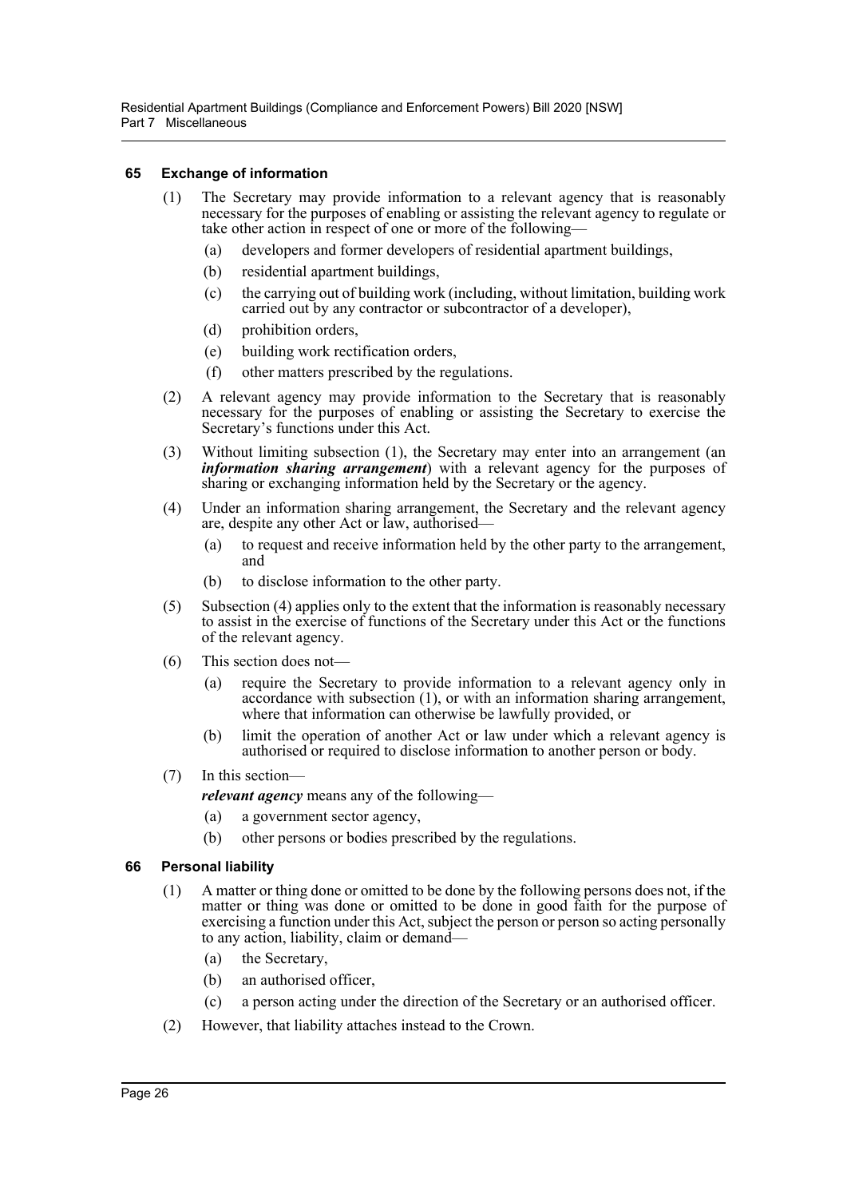### 65 Exchange of information

(1) The Secretary may provide information to a relevant agency that is reasonably necessary for the purposes of enabling or assisting the relevant agency to regulate or take other action in respect of one or more of the following—

- (a) developers and former developers of residential apartment buildings,
- (b) residential apartment buildings,
- (c) the carrying out of building work (including, without limitation, building work carried out by any contractor or subcontractor of a developer),
- (d) prohibition orders,
- (e) building work rectification orders,
- (f) other matters prescribed by the regulations.

(2) A relevant agency may provide information to the Secretary that is reasonably necessary for the purposes of enabling or assisting the Secretary to exercise the Secretary's functions under this Act.

(3) Without limiting subsection (1), the Secretary may enter into an arrangement (an ***information sharing arrangement***) with a relevant agency for the purposes of sharing or exchanging information held by the Secretary or the agency.

(4) Under an information sharing arrangement, the Secretary and the relevant agency are, despite any other Act or law, authorised—

- (a) to request and receive information held by the other party to the arrangement, and
- (b) to disclose information to the other party.

(5) Subsection (4) applies only to the extent that the information is reasonably necessary to assist in the exercise of functions of the Secretary under this Act or the functions of the relevant agency.

(6) This section does not—

- (a) require the Secretary to provide information to a relevant agency only in accordance with subsection (1), or with an information sharing arrangement, where that information can otherwise be lawfully provided, or
- (b) limit the operation of another Act or law under which a relevant agency is authorised or required to disclose information to another person or body.

(7) In this section—

***relevant agency*** means any of the following—

- (a) a government sector agency,
- (b) other persons or bodies prescribed by the regulations.

### 66 Personal liability

(1) A matter or thing done or omitted to be done by the following persons does not, if the matter or thing was done or omitted to be done in good faith for the purpose of exercising a function under this Act, subject the person or person so acting personally to any action, liability, claim or demand—

- (a) the Secretary,
- (b) an authorised officer,
- (c) a person acting under the direction of the Secretary or an authorised officer.

(2) However, that liability attaches instead to the Crown.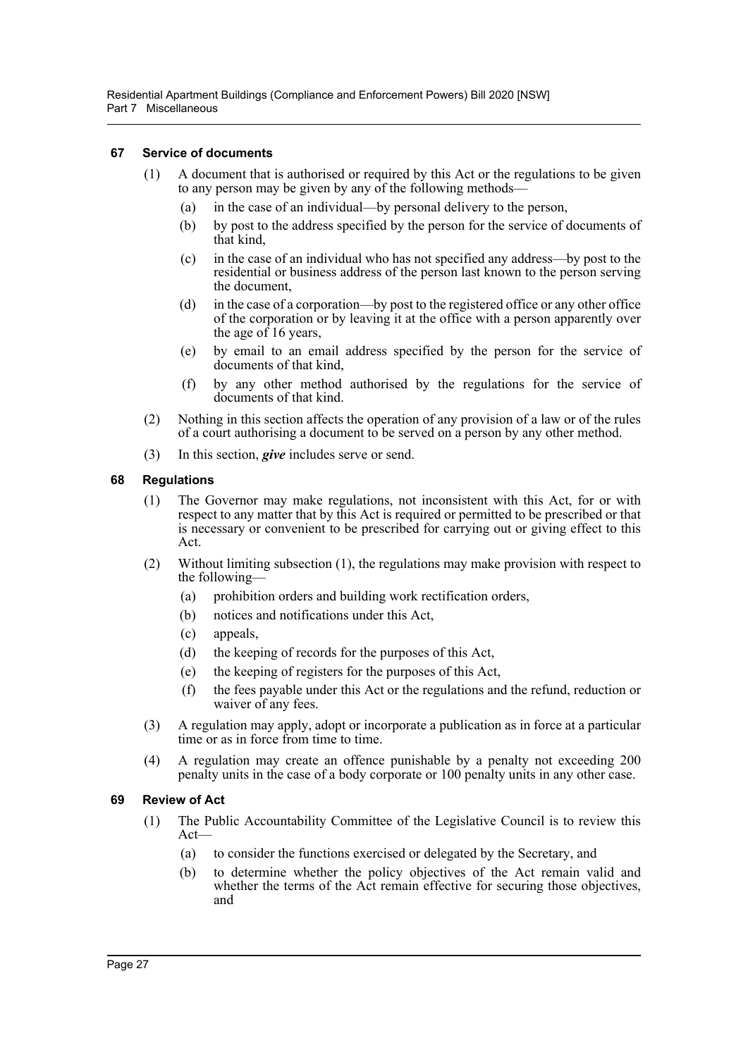#### 67 Service of documents

(1) A document that is authorised or required by this Act or the regulations to be given to any person may be given by any of the following methods—

- (a) in the case of an individual—by personal delivery to the person,
- (b) by post to the address specified by the person for the service of documents of that kind,
- (c) in the case of an individual who has not specified any address—by post to the residential or business address of the person last known to the person serving the document,
- (d) in the case of a corporation—by post to the registered office or any other office of the corporation or by leaving it at the office with a person apparently over the age of 16 years,
- (e) by email to an email address specified by the person for the service of documents of that kind,
- (f) by any other method authorised by the regulations for the service of documents of that kind.

(2) Nothing in this section affects the operation of any provision of a law or of the rules of a court authorising a document to be served on a person by any other method.

(3) In this section, ***give*** includes serve or send.

#### 68 Regulations

(1) The Governor may make regulations, not inconsistent with this Act, for or with respect to any matter that by this Act is required or permitted to be prescribed or that is necessary or convenient to be prescribed for carrying out or giving effect to this Act.

(2) Without limiting subsection (1), the regulations may make provision with respect to the following—

- (a) prohibition orders and building work rectification orders,
- (b) notices and notifications under this Act,
- (c) appeals,
- (d) the keeping of records for the purposes of this Act,
- (e) the keeping of registers for the purposes of this Act,
- (f) the fees payable under this Act or the regulations and the refund, reduction or waiver of any fees.

(3) A regulation may apply, adopt or incorporate a publication as in force at a particular time or as in force from time to time.

(4) A regulation may create an offence punishable by a penalty not exceeding 200 penalty units in the case of a body corporate or 100 penalty units in any other case.

#### 69 Review of Act

(1) The Public Accountability Committee of the Legislative Council is to review this Act—

- (a) to consider the functions exercised or delegated by the Secretary, and
- (b) to determine whether the policy objectives of the Act remain valid and whether the terms of the Act remain effective for securing those objectives, and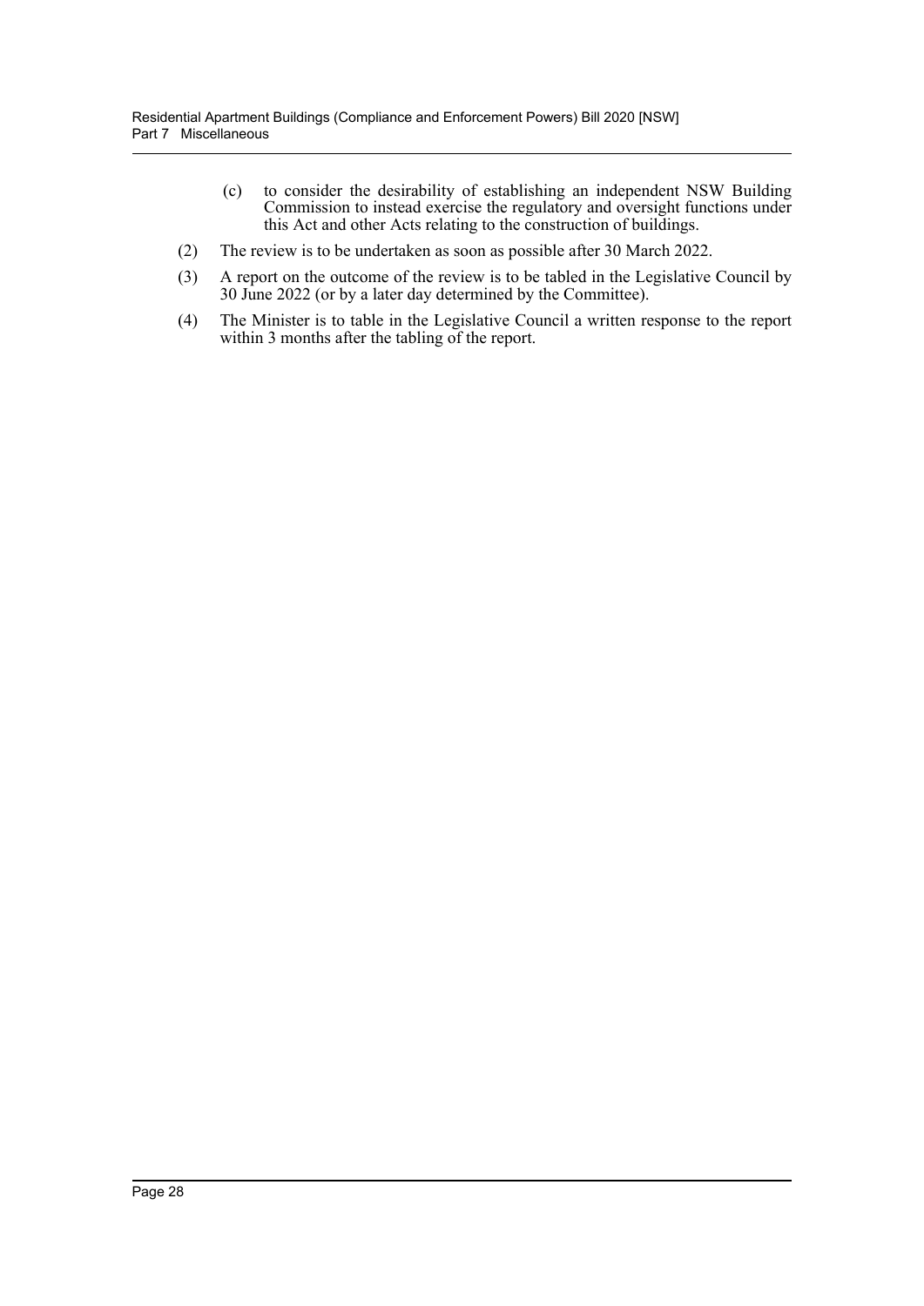(c) to consider the desirability of establishing an independent NSW Building Commission to instead exercise the regulatory and oversight functions under this Act and other Acts relating to the construction of buildings.

(2) The review is to be undertaken as soon as possible after 30 March 2022.

(3) A report on the outcome of the review is to be tabled in the Legislative Council by 30 June 2022 (or by a later day determined by the Committee).

(4) The Minister is to table in the Legislative Council a written response to the report within 3 months after the tabling of the report.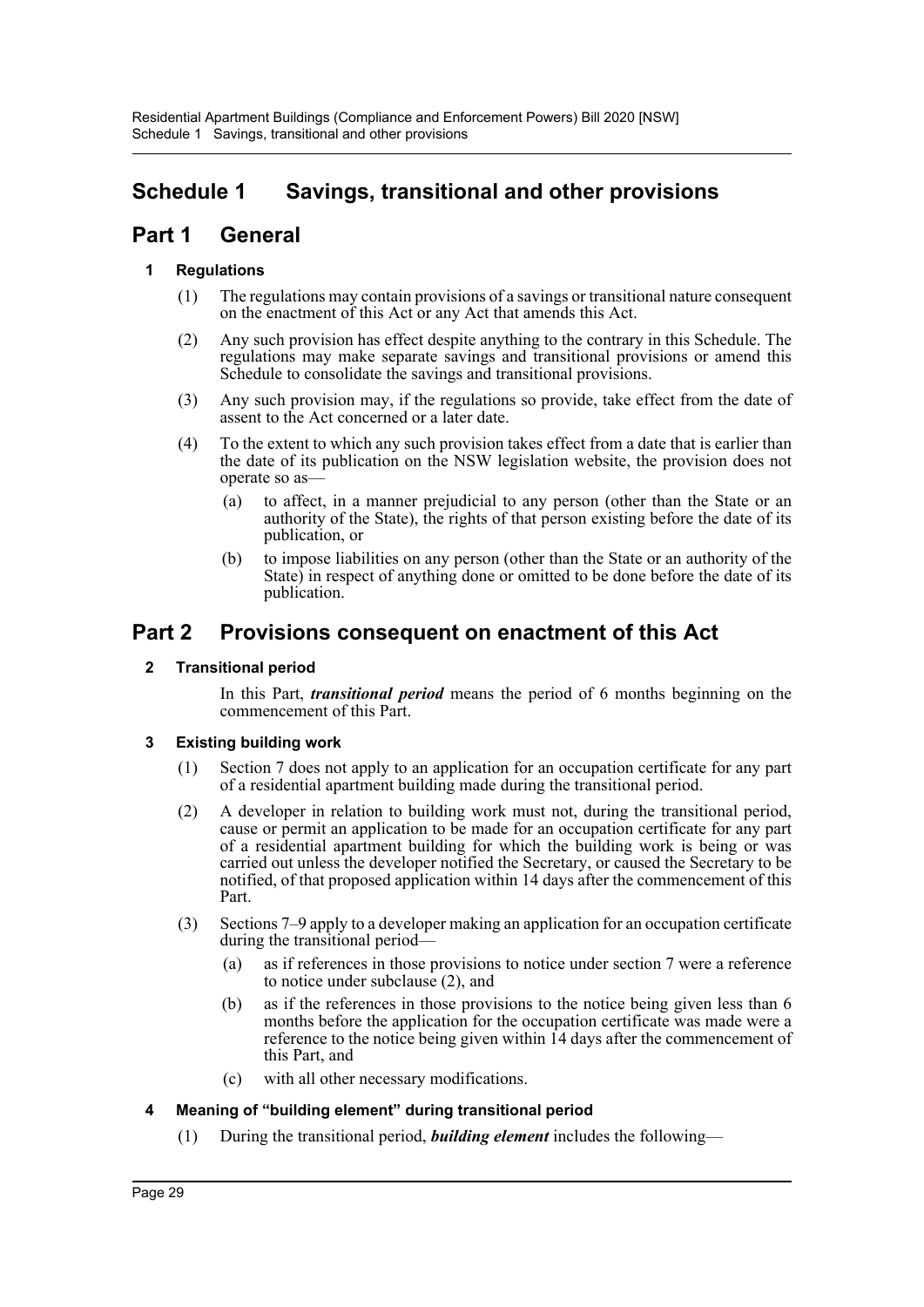# Schedule 1 Savings, transitional and other provisions

## Part 1 General

### 1 Regulations

(1) The regulations may contain provisions of a savings or transitional nature consequent on the enactment of this Act or any Act that amends this Act.

(2) Any such provision has effect despite anything to the contrary in this Schedule. The regulations may make separate savings and transitional provisions or amend this Schedule to consolidate the savings and transitional provisions.

(3) Any such provision may, if the regulations so provide, take effect from the date of assent to the Act concerned or a later date.

(4) To the extent to which any such provision takes effect from a date that is earlier than the date of its publication on the NSW legislation website, the provision does not operate so as—

- (a) to affect, in a manner prejudicial to any person (other than the State or an authority of the State), the rights of that person existing before the date of its publication, or
- (b) to impose liabilities on any person (other than the State or an authority of the State) in respect of anything done or omitted to be done before the date of its publication.

## Part 2 Provisions consequent on enactment of this Act

### 2 Transitional period

In this Part, ***transitional period*** means the period of 6 months beginning on the commencement of this Part.

### 3 Existing building work

(1) Section 7 does not apply to an application for an occupation certificate for any part of a residential apartment building made during the transitional period.

(2) A developer in relation to building work must not, during the transitional period, cause or permit an application to be made for an occupation certificate for any part of a residential apartment building for which the building work is being or was carried out unless the developer notified the Secretary, or caused the Secretary to be notified, of that proposed application within 14 days after the commencement of this Part.

(3) Sections 7–9 apply to a developer making an application for an occupation certificate during the transitional period—

- (a) as if references in those provisions to notice under section 7 were a reference to notice under subclause (2), and
- (b) as if the references in those provisions to the notice being given less than 6 months before the application for the occupation certificate was made were a reference to the notice being given within 14 days after the commencement of this Part, and
- (c) with all other necessary modifications.

### 4 Meaning of "building element" during transitional period

(1) During the transitional period, ***building element*** includes the following—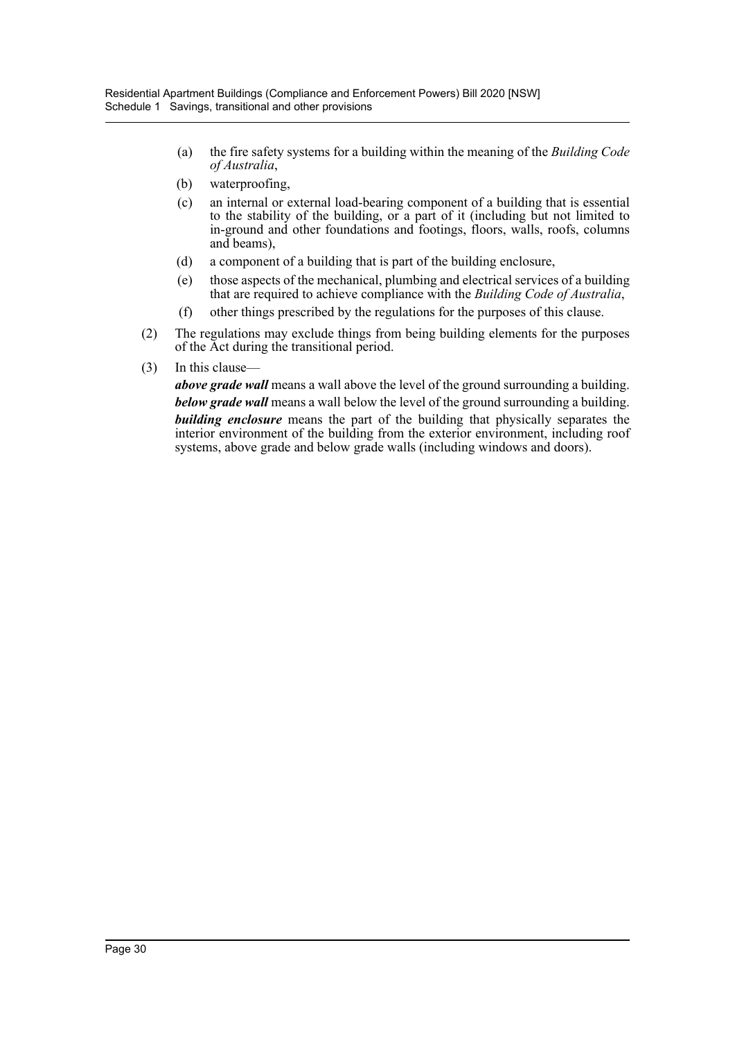(a) the fire safety systems for a building within the meaning of the *Building Code of Australia*,

(b) waterproofing,

(c) an internal or external load-bearing component of a building that is essential to the stability of the building, or a part of it (including but not limited to in-ground and other foundations and footings, floors, walls, roofs, columns and beams),

(d) a component of a building that is part of the building enclosure,

(e) those aspects of the mechanical, plumbing and electrical services of a building that are required to achieve compliance with the *Building Code of Australia*,

(f) other things prescribed by the regulations for the purposes of this clause.

(2) The regulations may exclude things from being building elements for the purposes of the Act during the transitional period.

(3) In this clause—

***above grade wall*** means a wall above the level of the ground surrounding a building.

***below grade wall*** means a wall below the level of the ground surrounding a building.

***building enclosure*** means the part of the building that physically separates the interior environment of the building from the exterior environment, including roof systems, above grade and below grade walls (including windows and doors).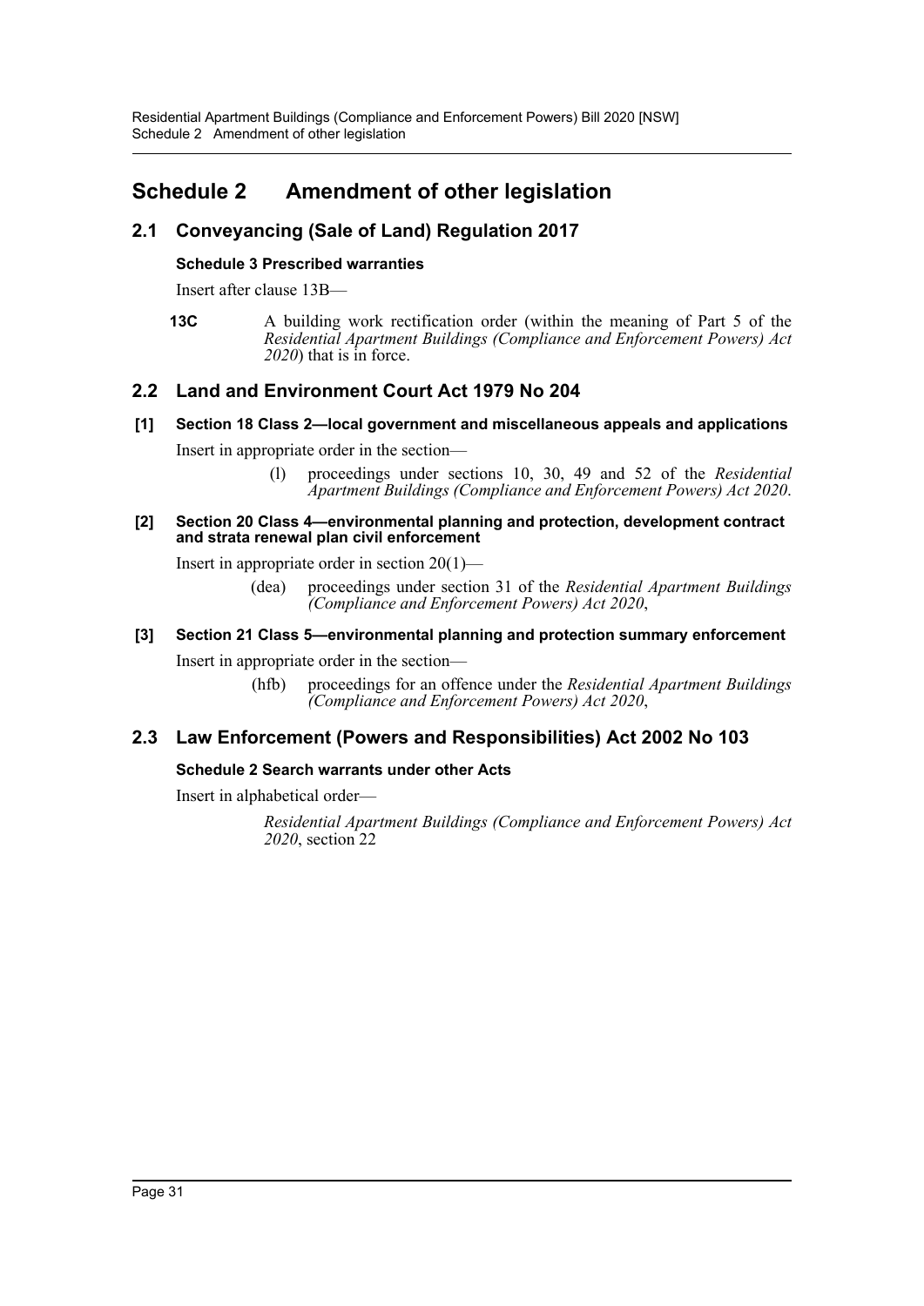# Schedule 2 Amendment of other legislation

## 2.1 Conveyancing (Sale of Land) Regulation 2017

**Schedule 3 Prescribed warranties**

Insert after clause 13B—

**13C** A building work rectification order (within the meaning of Part 5 of the *Residential Apartment Buildings (Compliance and Enforcement Powers) Act 2020*) that is in force.

## 2.2 Land and Environment Court Act 1979 No 204

**[1] Section 18 Class 2—local government and miscellaneous appeals and applications**

Insert in appropriate order in the section—

(l) proceedings under sections 10, 30, 49 and 52 of the *Residential Apartment Buildings (Compliance and Enforcement Powers) Act 2020*.

**[2] Section 20 Class 4—environmental planning and protection, development contract and strata renewal plan civil enforcement**

Insert in appropriate order in section 20(1)—

(dea) proceedings under section 31 of the *Residential Apartment Buildings (Compliance and Enforcement Powers) Act 2020*,

**[3] Section 21 Class 5—environmental planning and protection summary enforcement**

Insert in appropriate order in the section—

(hfb) proceedings for an offence under the *Residential Apartment Buildings (Compliance and Enforcement Powers) Act 2020*,

## 2.3 Law Enforcement (Powers and Responsibilities) Act 2002 No 103

**Schedule 2 Search warrants under other Acts**

Insert in alphabetical order—

*Residential Apartment Buildings (Compliance and Enforcement Powers) Act 2020*, section 22